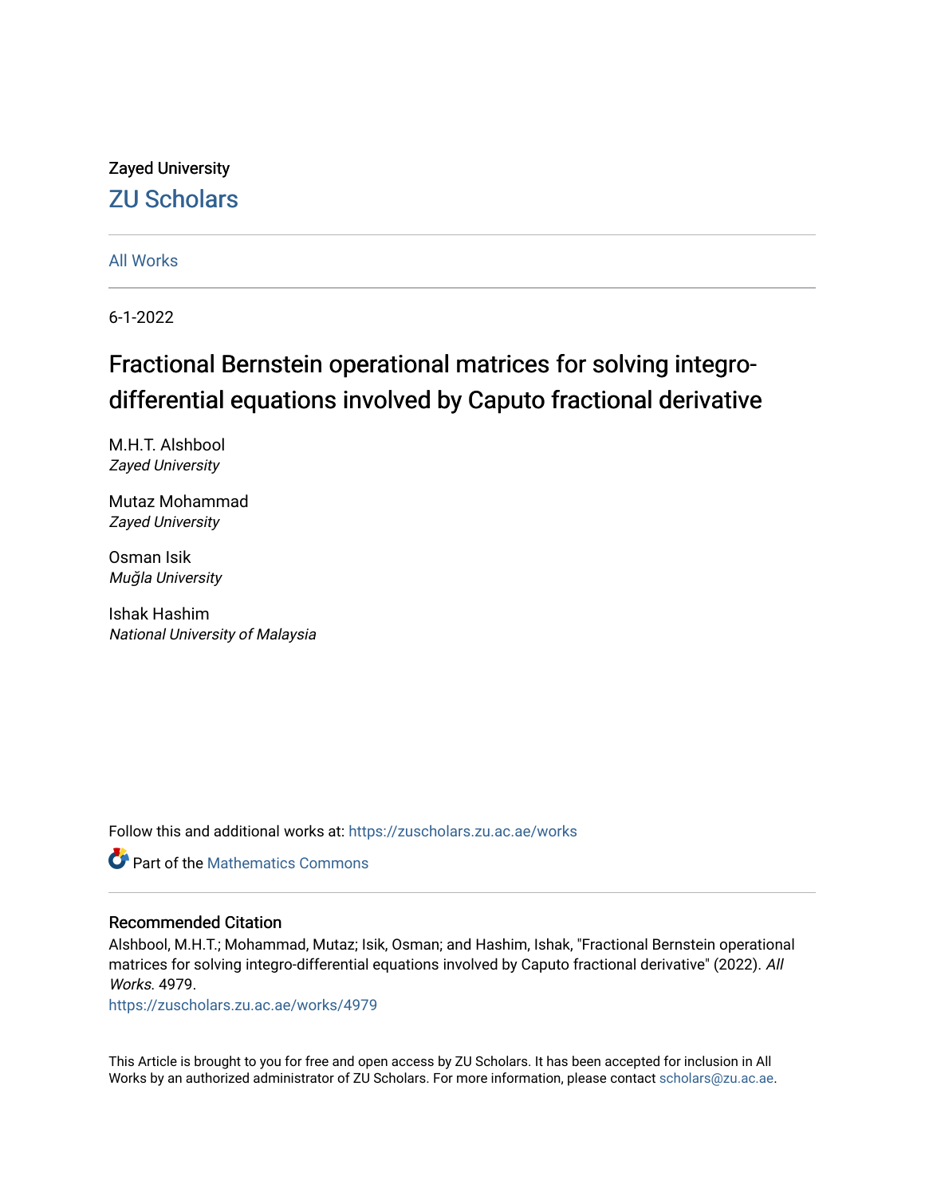Zayed University

ZU Scholars

All Works

6-1-2022

# Fractional Bernstein operational matrices for solving integro-differential equations involved by Caputo fractional derivative

M.H.T. Alshbool
*Zayed University*

Mutaz Mohammad
*Zayed University*

Osman Isik
*Muğla University*

Ishak Hashim
*National University of Malaysia*

Follow this and additional works at: https://zuscholars.zu.ac.ae/works

Part of the Mathematics Commons

## Recommended Citation

Alshbool, M.H.T.; Mohammad, Mutaz; Isik, Osman; and Hashim, Ishak, "Fractional Bernstein operational matrices for solving integro-differential equations involved by Caputo fractional derivative" (2022). *All Works*. 4979.
https://zuscholars.zu.ac.ae/works/4979

This Article is brought to you for free and open access by ZU Scholars. It has been accepted for inclusion in All Works by an authorized administrator of ZU Scholars. For more information, please contact scholars@zu.ac.ae.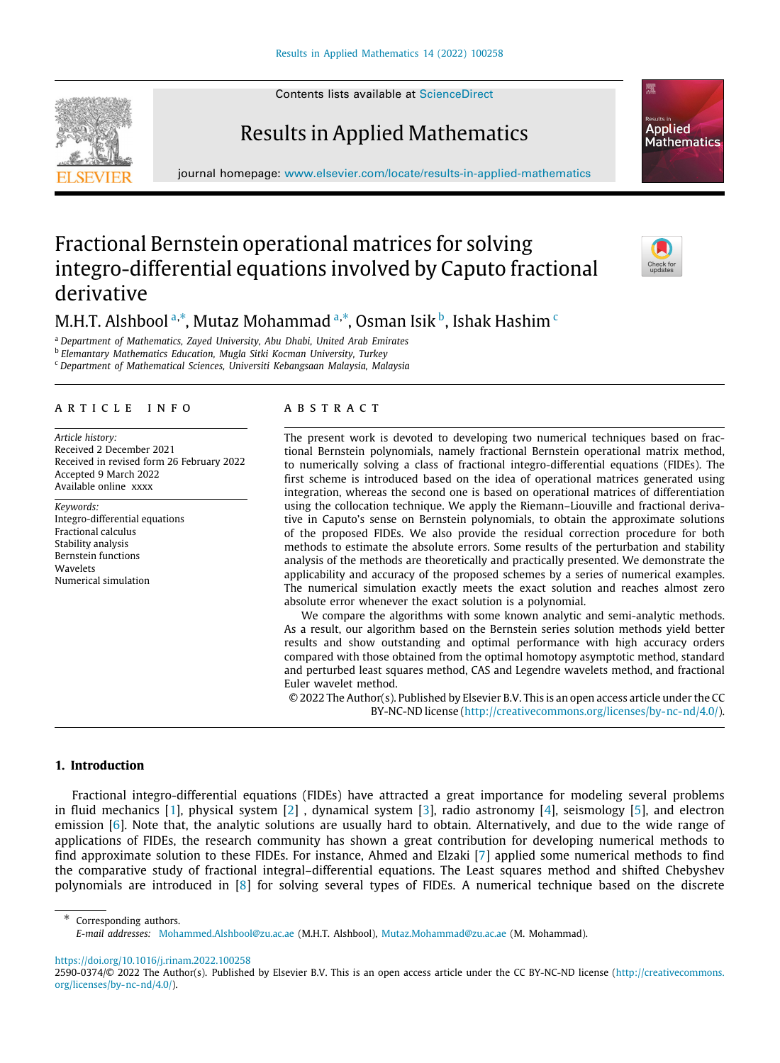# Fractional Bernstein operational matrices for solving integro-differential equations involved by Caputo fractional derivative

M.H.T. Alshbool [a,*], Mutaz Mohammad [a,*], Osman Isik [b], Ishak Hashim [c]

[a] Department of Mathematics, Zayed University, Abu Dhabi, United Arab Emirates
[b] Elemantary Mathematics Education, Mugla Sitki Kocman University, Turkey
[c] Department of Mathematical Sciences, Universiti Kebangsaan Malaysia, Malaysia

## ARTICLE INFO

*Article history:*
Received 2 December 2021
Received in revised form 26 February 2022
Accepted 9 March 2022
Available online xxxx

*Keywords:*
Integro-differential equations
Fractional calculus
Stability analysis
Bernstein functions
Wavelets
Numerical simulation

## ABSTRACT

The present work is devoted to developing two numerical techniques based on fractional Bernstein polynomials, namely fractional Bernstein operational matrix method, to numerically solving a class of fractional integro-differential equations (FIDEs). The first scheme is introduced based on the idea of operational matrices generated using integration, whereas the second one is based on operational matrices of differentiation using the collocation technique. We apply the Riemann–Liouville and fractional derivative in Caputo's sense on Bernstein polynomials, to obtain the approximate solutions of the proposed FIDEs. We also provide the residual correction procedure for both methods to estimate the absolute errors. Some results of the perturbation and stability analysis of the methods are theoretically and practically presented. We demonstrate the applicability and accuracy of the proposed schemes by a series of numerical examples. The numerical simulation exactly meets the exact solution and reaches almost zero absolute error whenever the exact solution is a polynomial.

We compare the algorithms with some known analytic and semi-analytic methods. As a result, our algorithm based on the Bernstein series solution methods yield better results and show outstanding and optimal performance with high accuracy orders compared with those obtained from the optimal homotopy asymptotic method, standard and perturbed least squares method, CAS and Legendre wavelets method, and fractional Euler wavelet method.

© 2022 The Author(s). Published by Elsevier B.V. This is an open access article under the CC BY-NC-ND license (http://creativecommons.org/licenses/by-nc-nd/4.0/).

## 1. Introduction

Fractional integro-differential equations (FIDEs) have attracted a great importance for modeling several problems in fluid mechanics [1], physical system [2] , dynamical system [3], radio astronomy [4], seismology [5], and electron emission [6]. Note that, the analytic solutions are usually hard to obtain. Alternatively, and due to the wide range of applications of FIDEs, the research community has shown a great contribution for developing numerical methods to find approximate solution to these FIDEs. For instance, Ahmed and Elzaki [7] applied some numerical methods to find the comparative study of fractional integral–differential equations. The Least squares method and shifted Chebyshev polynomials are introduced in [8] for solving several types of FIDEs. A numerical technique based on the discrete

---

* Corresponding authors.
*E-mail addresses:* Mohammed.Alshbool@zu.ac.ae (M.H.T. Alshbool), Mutaz.Mohammad@zu.ac.ae (M. Mohammad).

https://doi.org/10.1016/j.rinam.2022.100258
2590-0374/© 2022 The Author(s). Published by Elsevier B.V. This is an open access article under the CC BY-NC-ND license (http://creativecommons.org/licenses/by-nc-nd/4.0/).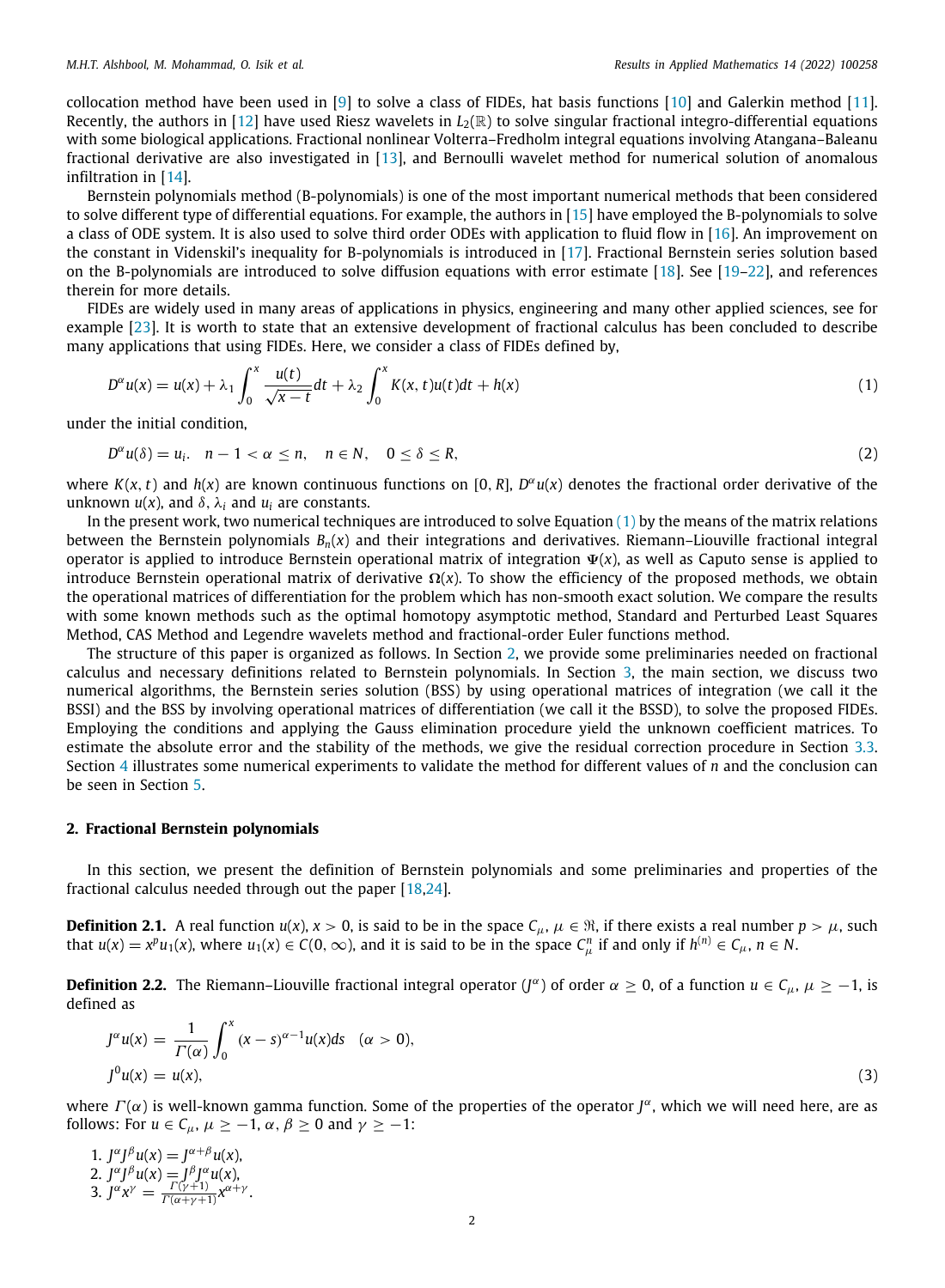collocation method have been used in [9] to solve a class of FIDEs, hat basis functions [10] and Galerkin method [11]. Recently, the authors in [12] have used Riesz wavelets in $L_2(\mathbb{R})$ to solve singular fractional integro-differential equations with some biological applications. Fractional nonlinear Volterra–Fredholm integral equations involving Atangana–Baleanu fractional derivative are also investigated in [13], and Bernoulli wavelet method for numerical solution of anomalous infiltration in [14].

Bernstein polynomials method (B-polynomials) is one of the most important numerical methods that been considered to solve different type of differential equations. For example, the authors in [15] have employed the B-polynomials to solve a class of ODE system. It is also used to solve third order ODEs with application to fluid flow in [16]. An improvement on the constant in Videnskil's inequality for B-polynomials is introduced in [17]. Fractional Bernstein series solution based on the B-polynomials are introduced to solve diffusion equations with error estimate [18]. See [19–22], and references therein for more details.

FIDEs are widely used in many areas of applications in physics, engineering and many other applied sciences, see for example [23]. It is worth to state that an extensive development of fractional calculus has been concluded to describe many applications that using FIDEs. Here, we consider a class of FIDEs defined by,

$$D^{\alpha}u(x) = u(x) + \lambda_1 \int_0^x \frac{u(t)}{\sqrt{x-t}}dt + \lambda_2 \int_0^x K(x,t)u(t)dt + h(x) \tag{1}$$

under the initial condition,

$$D^{\alpha}u(\delta) = u_i, \quad n-1 < \alpha \leq n, \quad n \in N, \quad 0 \leq \delta \leq R, \tag{2}$$

where $K(x, t)$ and $h(x)$ are known continuous functions on $[0, R]$, $D^{\alpha}u(x)$ denotes the fractional order derivative of the unknown $u(x)$, and $\delta$, $\lambda_i$ and $u_i$ are constants.

In the present work, two numerical techniques are introduced to solve Equation (1) by the means of the matrix relations between the Bernstein polynomials $B_n(x)$ and their integrations and derivatives. Riemann–Liouville fractional integral operator is applied to introduce Bernstein operational matrix of integration $\Psi(x)$, as well as Caputo sense is applied to introduce Bernstein operational matrix of derivative $\Omega(x)$. To show the efficiency of the proposed methods, we obtain the operational matrices of differentiation for the problem which has non-smooth exact solution. We compare the results with some known methods such as the optimal homotopy asymptotic method, Standard and Perturbed Least Squares Method, CAS Method and Legendre wavelets method and fractional-order Euler functions method.

The structure of this paper is organized as follows. In Section 2, we provide some preliminaries needed on fractional calculus and necessary definitions related to Bernstein polynomials. In Section 3, the main section, we discuss two numerical algorithms, the Bernstein series solution (BSS) by using operational matrices of integration (we call it the BSSI) and the BSS by involving operational matrices of differentiation (we call it the BSSD), to solve the proposed FIDEs. Employing the conditions and applying the Gauss elimination procedure yield the unknown coefficient matrices. To estimate the absolute error and the stability of the methods, we give the residual correction procedure in Section 3.3. Section 4 illustrates some numerical experiments to validate the method for different values of $n$ and the conclusion can be seen in Section 5.

## 2. Fractional Bernstein polynomials

In this section, we present the definition of Bernstein polynomials and some preliminaries and properties of the fractional calculus needed through out the paper [18,24].

**Definition 2.1.** A real function $u(x)$, $x > 0$, is said to be in the space $C_{\mu}$, $\mu \in \Re$, if there exists a real number $p > \mu$, such that $u(x) = x^p u_1(x)$, where $u_1(x) \in C(0, \infty)$, and it is said to be in the space $C_{\mu}^{n}$ if and only if $h^{(n)} \in C_{\mu}$, $n \in N$.

**Definition 2.2.** The Riemann–Liouville fractional integral operator ($J^{\alpha}$) of order $\alpha \geq 0$, of a function $u \in C_{\mu}$, $\mu \geq -1$, is defined as

$$J^{\alpha}u(x) = \frac{1}{\Gamma(\alpha)} \int_0^x (x-s)^{\alpha-1}u(x)ds \quad (\alpha > 0),$$
$$J^0 u(x) = u(x), \tag{3}$$

where $\Gamma(\alpha)$ is well-known gamma function. Some of the properties of the operator $J^{\alpha}$, which we will need here, are as follows: For $u \in C_{\mu}$, $\mu \geq -1$, $\alpha, \beta \geq 0$ and $\gamma \geq -1$:

1. $J^{\alpha}J^{\beta}u(x) = J^{\alpha+\beta}u(x)$,
2. $J^{\alpha}J^{\beta}u(x) = J^{\beta}J^{\alpha}u(x)$,
3. $J^{\alpha}x^{\gamma} = \frac{\Gamma(\gamma+1)}{\Gamma(\alpha+\gamma+1)}x^{\alpha+\gamma}$.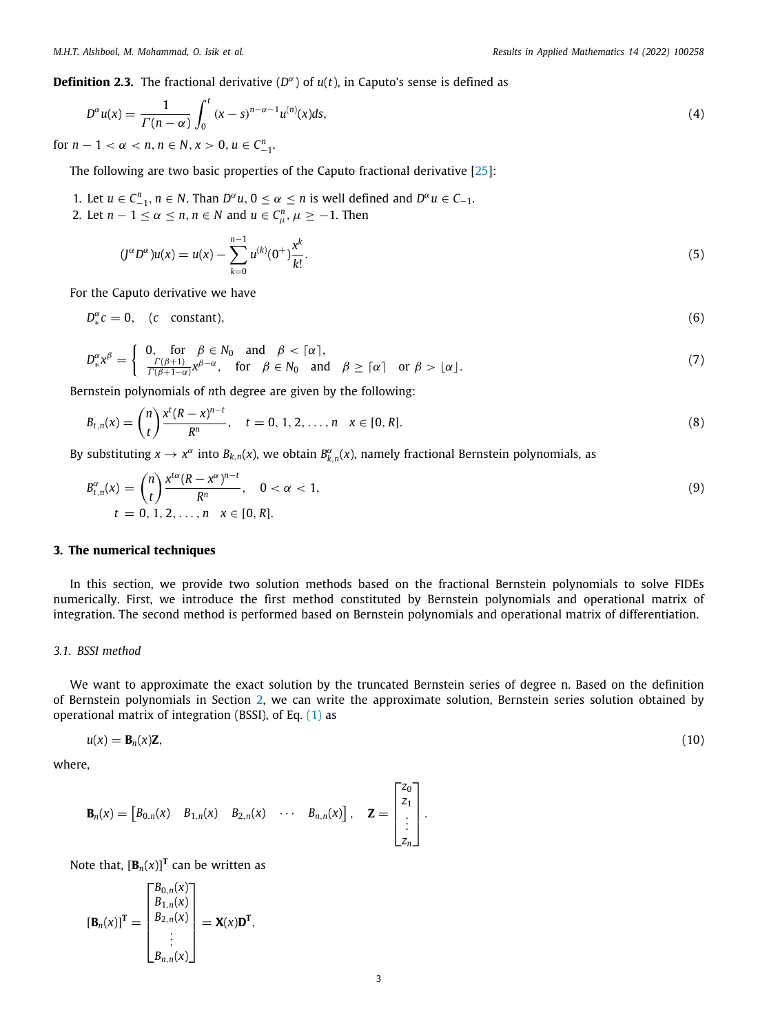**Definition 2.3.** The fractional derivative ($D^{\alpha}$) of $u(t)$, in Caputo's sense is defined as

$$D^{\alpha}u(x) = \frac{1}{\Gamma(n-\alpha)}\int_0^t (x-s)^{n-\alpha-1}u^{(n)}(x)ds, \tag{4}$$

for $n-1<\alpha<n, n\in N, x>0, u\in C_{-1}^{n}$.

The following are two basic properties of the Caputo fractional derivative [25]:

1. Let $u\in C_{-1}^{n}, n\in N$. Than $D^{\alpha}u, 0\le\alpha\le n$ is well defined and $D^{\alpha}u\in C_{-1}$.
2. Let $n-1\le\alpha\le n, n\in N$ and $u\in C_{\mu}^{n}, \mu\ge -1$. Then

$$(J^{\alpha}D^{\alpha})u(x) = u(x) - \sum_{k=0}^{n-1}u^{(k)}(0^{+})\frac{x^k}{k!}. \tag{5}$$

For the Caputo derivative we have

$$D_{*}^{\alpha}c = 0, \quad (c \quad \text{constant}), \tag{6}$$

$$D_{*}^{\alpha}x^{\beta} = \begin{cases} 0, \quad \text{for} \quad \beta\in N_0 \quad \text{and} \quad \beta<\lceil\alpha\rceil, \\ \frac{\Gamma(\beta+1)}{\Gamma(\beta+1-\alpha)}x^{\beta-\alpha}, \quad \text{for} \quad \beta\in N_0 \quad \text{and} \quad \beta\ge\lceil\alpha\rceil \quad \text{or } \beta>\lfloor\alpha\rfloor. \end{cases} \tag{7}$$

Bernstein polynomials of $n$th degree are given by the following:

$$B_{t,n}(x) = \binom{n}{t}\frac{x^t(R-x)^{n-t}}{R^n}, \quad t=0,1,2,\ldots,n \quad x\in[0,R]. \tag{8}$$

By substituting $x\to x^{\alpha}$ into $B_{k,n}(x)$, we obtain $B_{k,n}^{\alpha}(x)$, namely fractional Bernstein polynomials, as

$$B_{t,n}^{\alpha}(x) = \binom{n}{t}\frac{x^{t\alpha}(R-x^{\alpha})^{n-t}}{R^n}, \quad 0<\alpha<1, \tag{9}$$
$$t=0,1,2,\ldots,n \quad x\in[0,R].$$

## 3. The numerical techniques

In this section, we provide two solution methods based on the fractional Bernstein polynomials to solve FIDEs numerically. First, we introduce the first method constituted by Bernstein polynomials and operational matrix of integration. The second method is performed based on Bernstein polynomials and operational matrix of differentiation.

### 3.1. BSSI method

We want to approximate the exact solution by the truncated Bernstein series of degree n. Based on the definition of Bernstein polynomials in Section 2, we can write the approximate solution, Bernstein series solution obtained by operational matrix of integration (BSSI), of Eq. (1) as

$$u(x) = \mathbf{B}_n(x)\mathbf{Z}, \tag{10}$$

where,

$$\mathbf{B}_n(x) = \begin{bmatrix} B_{0,n}(x) & B_{1,n}(x) & B_{2,n}(x) & \cdots & B_{n,n}(x)\end{bmatrix}, \quad \mathbf{Z} = \begin{bmatrix} z_0 \\ z_1 \\ \vdots \\ z_n\end{bmatrix}.$$

Note that, $[\mathbf{B}_n(x)]^{\mathbf{T}}$ can be written as

$$[\mathbf{B}_n(x)]^{\mathbf{T}} = \begin{bmatrix} B_{0,n}(x) \\ B_{1,n}(x) \\ B_{2,n}(x) \\ \vdots \\ B_{n,n}(x)\end{bmatrix} = \mathbf{X}(x)\mathbf{D}^{\mathbf{T}},$$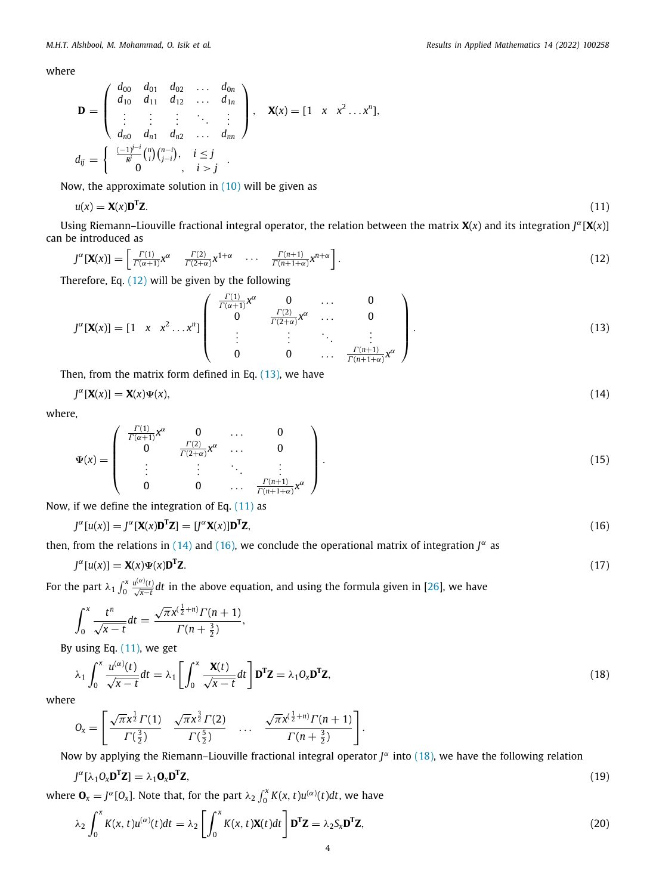where

$$\mathbf{D} = \begin{pmatrix} d_{00} & d_{01} & d_{02} & \dots & d_{0n} \\ d_{10} & d_{11} & d_{12} & \dots & d_{1n} \\ \vdots & \vdots & \vdots & \ddots & \vdots \\ d_{n0} & d_{n1} & d_{n2} & \dots & d_{nn} \end{pmatrix}, \quad \mathbf{X}(x) = [1 \quad x \quad x^2 \dots x^n],$$

$$d_{ij} = \begin{cases} \frac{(-1)^{j-i}}{R^j}\binom{n}{i}\binom{n-i}{j-i}, & i \le j \\ 0 & , \quad i > j \end{cases}.$$

Now, the approximate solution in (10) will be given as

$$u(x) = \mathbf{X}(x)\mathbf{D}^{\mathbf{T}}\mathbf{Z}. \tag{11}$$

Using Riemann–Liouville fractional integral operator, the relation between the matrix $\mathbf{X}(x)$ and its integration $J^{\alpha}[\mathbf{X}(x)]$ can be introduced as

$$J^{\alpha}[\mathbf{X}(x)] = \left[ \frac{\Gamma(1)}{\Gamma(\alpha+1)}x^{\alpha} \quad \frac{\Gamma(2)}{\Gamma(2+\alpha)}x^{1+\alpha} \quad \dots \quad \frac{\Gamma(n+1)}{\Gamma(n+1+\alpha)}x^{n+\alpha} \right]. \tag{12}$$

Therefore, Eq. (12) will be given by the following

$$J^{\alpha}[\mathbf{X}(x)] = [1 \quad x \quad x^2 \dots x^n] \begin{pmatrix} \frac{\Gamma(1)}{\Gamma(\alpha+1)}x^{\alpha} & 0 & \dots & 0 \\ 0 & \frac{\Gamma(2)}{\Gamma(2+\alpha)}x^{\alpha} & \dots & 0 \\ \vdots & \vdots & \ddots & \vdots \\ 0 & 0 & \dots & \frac{\Gamma(n+1)}{\Gamma(n+1+\alpha)}x^{\alpha} \end{pmatrix}. \tag{13}$$

Then, from the matrix form defined in Eq. (13), we have

$$J^{\alpha}[\mathbf{X}(x)] = \mathbf{X}(x)\Psi(x), \tag{14}$$

where,

$$\Psi(x) = \begin{pmatrix} \frac{\Gamma(1)}{\Gamma(\alpha+1)}x^{\alpha} & 0 & \dots & 0 \\ 0 & \frac{\Gamma(2)}{\Gamma(2+\alpha)}x^{\alpha} & \dots & 0 \\ \vdots & \vdots & \ddots & \vdots \\ 0 & 0 & \dots & \frac{\Gamma(n+1)}{\Gamma(n+1+\alpha)}x^{\alpha} \end{pmatrix}. \tag{15}$$

Now, if we define the integration of Eq. (11) as

$$J^{\alpha}[u(x)] = J^{\alpha}[\mathbf{X}(x)\mathbf{D}^{\mathbf{T}}\mathbf{Z}] = [J^{\alpha}\mathbf{X}(x)]\mathbf{D}^{\mathbf{T}}\mathbf{Z}, \tag{16}$$

then, from the relations in (14) and (16), we conclude the operational matrix of integration $J^{\alpha}$ as

$$J^{\alpha}[u(x)] = \mathbf{X}(x)\Psi(x)\mathbf{D}^{\mathbf{T}}\mathbf{Z}. \tag{17}$$

For the part $\lambda_1 \int_0^x \frac{u^{(\alpha)}(t)}{\sqrt{x-t}}dt$ in the above equation, and using the formula given in [26], we have

$$\int_0^x \frac{t^n}{\sqrt{x-t}}dt = \frac{\sqrt{\pi}x^{(\frac{1}{2}+n)}\Gamma(n+1)}{\Gamma(n+\frac{3}{2})},$$

By using Eq. (11), we get

$$\lambda_1 \int_0^x \frac{u^{(\alpha)}(t)}{\sqrt{x-t}}dt = \lambda_1 \left[ \int_0^x \frac{\mathbf{X}(t)}{\sqrt{x-t}}dt \right] \mathbf{D}^{\mathbf{T}}\mathbf{Z} = \lambda_1 O_x \mathbf{D}^{\mathbf{T}}\mathbf{Z}, \tag{18}$$

where

$$O_x = \left[ \frac{\sqrt{\pi}x^{\frac{1}{2}}\Gamma(1)}{\Gamma(\frac{3}{2})} \quad \frac{\sqrt{\pi}x^{\frac{3}{2}}\Gamma(2)}{\Gamma(\frac{5}{2})} \quad \dots \quad \frac{\sqrt{\pi}x^{(\frac{1}{2}+n)}\Gamma(n+1)}{\Gamma(n+\frac{3}{2})} \right].$$

Now by applying the Riemann–Liouville fractional integral operator $J^{\alpha}$ into (18), we have the following relation

$$J^{\alpha}[\lambda_1 O_x \mathbf{D}^{\mathbf{T}}\mathbf{Z}] = \lambda_1 \mathbf{O}_x \mathbf{D}^{\mathbf{T}}\mathbf{Z}, \tag{19}$$

where $\mathbf{O}_x = J^{\alpha}[O_x]$. Note that, for the part $\lambda_2 \int_0^x K(x,t)u^{(\alpha)}(t)dt$, we have

$$\lambda_2 \int_0^x K(x,t)u^{(\alpha)}(t)dt = \lambda_2 \left[ \int_0^x K(x,t)\mathbf{X}(t)dt \right] \mathbf{D}^{\mathbf{T}}\mathbf{Z} = \lambda_2 S_x \mathbf{D}^{\mathbf{T}}\mathbf{Z}, \tag{20}$$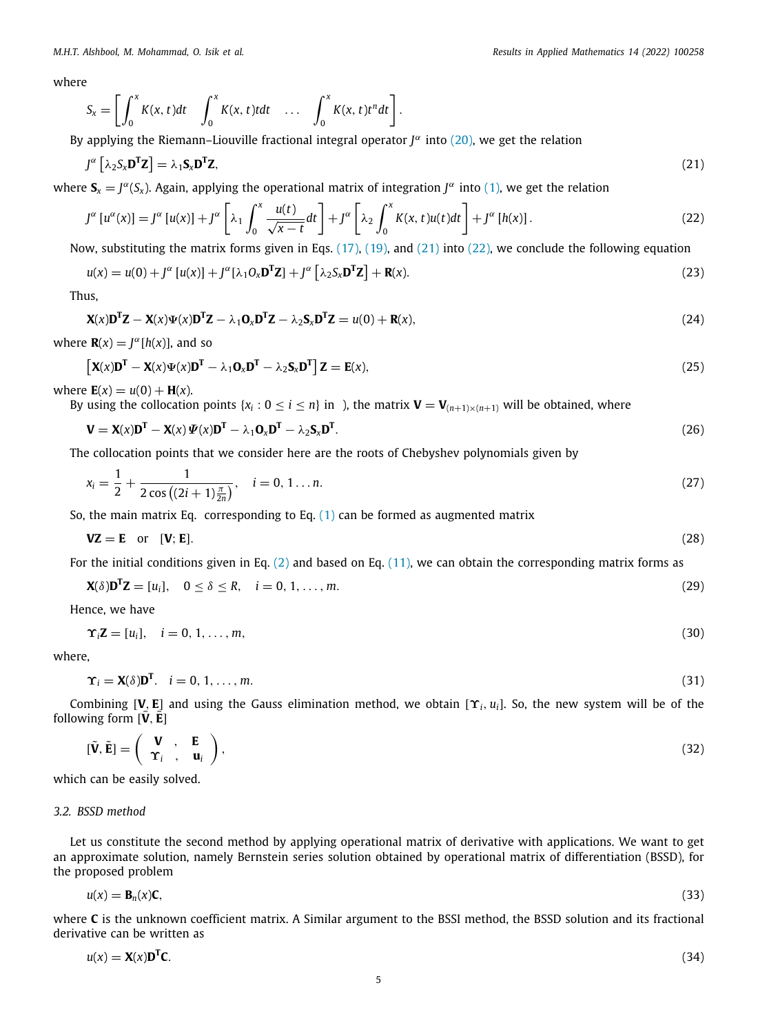where

$$S_x = \left[ \int_0^x K(x,t)dt \quad \int_0^x K(x,t)tdt \quad \dots \quad \int_0^x K(x,t)t^n dt \right].$$

By applying the Riemann–Liouville fractional integral operator $J^{\alpha}$ into (20), we get the relation

$$J^{\alpha}\left[\lambda_2 S_x \mathbf{D}^{\mathbf{T}}\mathbf{Z}\right] = \lambda_1 \mathbf{S}_x \mathbf{D}^{\mathbf{T}}\mathbf{Z}, \tag{21}$$

where $\mathbf{S}_x = J^{\alpha}(S_x)$. Again, applying the operational matrix of integration $J^{\alpha}$ into (1), we get the relation

$$J^{\alpha}\left[u^{\alpha}(x)\right] = J^{\alpha}\left[u(x)\right] + J^{\alpha}\left[\lambda_1 \int_0^x \frac{u(t)}{\sqrt{x-t}}dt\right] + J^{\alpha}\left[\lambda_2 \int_0^x K(x,t)u(t)dt\right] + J^{\alpha}\left[h(x)\right]. \tag{22}$$

Now, substituting the matrix forms given in Eqs. (17), (19), and (21) into (22), we conclude the following equation

$$u(x) = u(0) + J^{\alpha}\left[u(x)\right] + J^{\alpha}[\lambda_1 O_x \mathbf{D}^{\mathbf{T}}\mathbf{Z}] + J^{\alpha}\left[\lambda_2 S_x \mathbf{D}^{\mathbf{T}}\mathbf{Z}\right] + \mathbf{R}(x). \tag{23}$$

Thus,

$$\mathbf{X}(x)\mathbf{D}^{\mathbf{T}}\mathbf{Z} - \mathbf{X}(x)\Psi(x)\mathbf{D}^{\mathbf{T}}\mathbf{Z} - \lambda_1 \mathbf{O}_x \mathbf{D}^{\mathbf{T}}\mathbf{Z} - \lambda_2 \mathbf{S}_x \mathbf{D}^{\mathbf{T}}\mathbf{Z} = u(0) + \mathbf{R}(x), \tag{24}$$

where $\mathbf{R}(x) = J^{\alpha}[h(x)]$, and so

$$\left[\mathbf{X}(x)\mathbf{D}^{\mathbf{T}} - \mathbf{X}(x)\Psi(x)\mathbf{D}^{\mathbf{T}} - \lambda_1 \mathbf{O}_x \mathbf{D}^{\mathbf{T}} - \lambda_2 \mathbf{S}_x \mathbf{D}^{\mathbf{T}}\right]\mathbf{Z} = \mathbf{E}(x), \tag{25}$$

where $\mathbf{E}(x) = u(0) + \mathbf{H}(x)$.

By using the collocation points $\{x_i : 0 \le i \le n\}$ in ), the matrix $\mathbf{V} = \mathbf{V}_{(n+1)\times(n+1)}$ will be obtained, where

$$\mathbf{V} = \mathbf{X}(x)\mathbf{D}^{\mathbf{T}} - \mathbf{X}(x)\,\Psi(x)\mathbf{D}^{\mathbf{T}} - \lambda_1 \mathbf{O}_x \mathbf{D}^{\mathbf{T}} - \lambda_2 \mathbf{S}_x \mathbf{D}^{\mathbf{T}}. \tag{26}$$

The collocation points that we consider here are the roots of Chebyshev polynomials given by

$$x_i = \frac{1}{2} + \frac{1}{2\cos\left((2i+1)\frac{\pi}{2n}\right)}, \quad i = 0, 1 \dots n. \tag{27}$$

So, the main matrix Eq. corresponding to Eq. (1) can be formed as augmented matrix

$$\mathbf{VZ} = \mathbf{E} \quad \text{or} \quad [\mathbf{V}; \mathbf{E}]. \tag{28}$$

For the initial conditions given in Eq. (2) and based on Eq. (11), we can obtain the corresponding matrix forms as

$$\mathbf{X}(\delta)\mathbf{D}^{\mathbf{T}}\mathbf{Z} = [u_i], \quad 0 \le \delta \le R, \quad i = 0, 1, \dots, m. \tag{29}$$

Hence, we have

$$\Upsilon_i \mathbf{Z} = [u_i], \quad i = 0, 1, \dots, m, \tag{30}$$

where,

$$\Upsilon_i = \mathbf{X}(\delta)\mathbf{D}^{\mathbf{T}}. \quad i = 0, 1, \dots, m. \tag{31}$$

Combining $[\mathbf{V}, \mathbf{E}]$ and using the Gauss elimination method, we obtain $[\Upsilon_i, u_i]$. So, the new system will be of the following form $[\tilde{\mathbf{V}}, \tilde{\mathbf{E}}]$

$$[\tilde{\mathbf{V}}, \tilde{\mathbf{E}}] = \begin{pmatrix} \mathbf{V} & , & \mathbf{E} \\ \Upsilon_i & , & \mathbf{u}_i \end{pmatrix}, \tag{32}$$

which can be easily solved.

### 3.2. BSSD method

Let us constitute the second method by applying operational matrix of derivative with applications. We want to get an approximate solution, namely Bernstein series solution obtained by operational matrix of differentiation (BSSD), for the proposed problem

$$u(x) = \mathbf{B}_n(x)\mathbf{C}, \tag{33}$$

where $\mathbf{C}$ is the unknown coefficient matrix. A Similar argument to the BSSI method, the BSSD solution and its fractional derivative can be written as

$$u(x) = \mathbf{X}(x)\mathbf{D}^{\mathbf{T}}\mathbf{C}. \tag{34}$$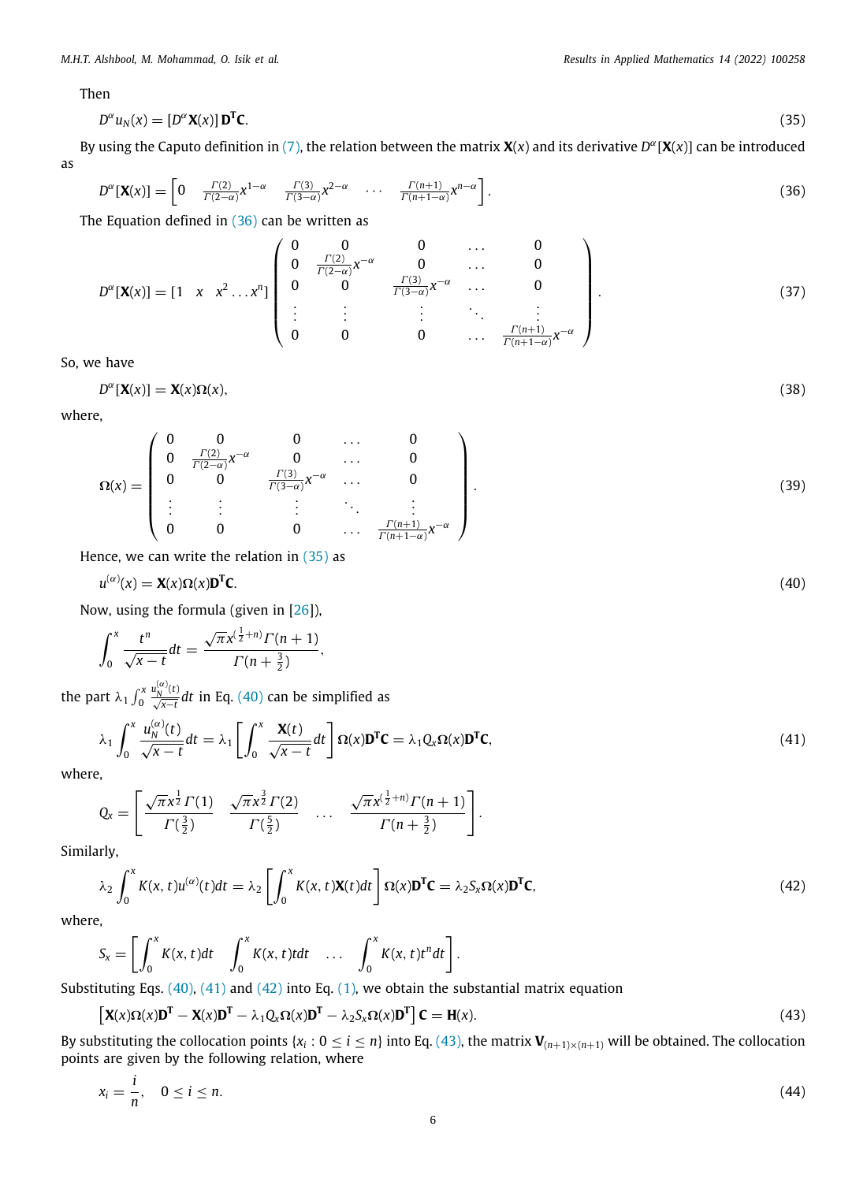Then

$$D^{\alpha}u_N(x) = [D^{\alpha}\mathbf{X}(x)]\,\mathbf{D}^{\mathbf{T}}\mathbf{C}. \tag{35}$$

By using the Caputo definition in (7), the relation between the matrix $\mathbf{X}(x)$ and its derivative $D^{\alpha}[\mathbf{X}(x)]$ can be introduced as

$$D^{\alpha}[\mathbf{X}(x)] = \left[0 \quad \frac{\Gamma(2)}{\Gamma(2-\alpha)}x^{1-\alpha} \quad \frac{\Gamma(3)}{\Gamma(3-\alpha)}x^{2-\alpha} \quad \cdots \quad \frac{\Gamma(n+1)}{\Gamma(n+1-\alpha)}x^{n-\alpha}\right]. \tag{36}$$

The Equation defined in (36) can be written as

$$D^{\alpha}[\mathbf{X}(x)] = [1 \quad x \quad x^2 \ldots x^n]\begin{pmatrix} 0 & 0 & 0 & \ldots & 0 \\ 0 & \frac{\Gamma(2)}{\Gamma(2-\alpha)}x^{-\alpha} & 0 & \ldots & 0 \\ 0 & 0 & \frac{\Gamma(3)}{\Gamma(3-\alpha)}x^{-\alpha} & \ldots & 0 \\ \vdots & \vdots & \vdots & \ddots & \vdots \\ 0 & 0 & 0 & \ldots & \frac{\Gamma(n+1)}{\Gamma(n+1-\alpha)}x^{-\alpha} \end{pmatrix}. \tag{37}$$

So, we have

$$D^{\alpha}[\mathbf{X}(x)] = \mathbf{X}(x)\mathbf{\Omega}(x), \tag{38}$$

where,

$$\mathbf{\Omega}(x) = \begin{pmatrix} 0 & 0 & 0 & \ldots & 0 \\ 0 & \frac{\Gamma(2)}{\Gamma(2-\alpha)}x^{-\alpha} & 0 & \ldots & 0 \\ 0 & 0 & \frac{\Gamma(3)}{\Gamma(3-\alpha)}x^{-\alpha} & \ldots & 0 \\ \vdots & \vdots & \vdots & \ddots & \vdots \\ 0 & 0 & 0 & \ldots & \frac{\Gamma(n+1)}{\Gamma(n+1-\alpha)}x^{-\alpha} \end{pmatrix}. \tag{39}$$

Hence, we can write the relation in (35) as

$$u^{(\alpha)}(x) = \mathbf{X}(x)\mathbf{\Omega}(x)\mathbf{D}^{\mathbf{T}}\mathbf{C}. \tag{40}$$

Now, using the formula (given in [26]),

$$\int_0^x \frac{t^n}{\sqrt{x-t}}dt = \frac{\sqrt{\pi}x^{(\frac{1}{2}+n)}\Gamma(n+1)}{\Gamma(n+\frac{3}{2})},$$

the part $\lambda_1\int_0^x \frac{u_N^{(\alpha)}(t)}{\sqrt{x-t}}dt$ in Eq. (40) can be simplified as

$$\lambda_1\int_0^x \frac{u_N^{(\alpha)}(t)}{\sqrt{x-t}}dt = \lambda_1\left[\int_0^x \frac{\mathbf{X}(t)}{\sqrt{x-t}}dt\right]\mathbf{\Omega}(x)\mathbf{D}^{\mathbf{T}}\mathbf{C} = \lambda_1 Q_x\mathbf{\Omega}(x)\mathbf{D}^{\mathbf{T}}\mathbf{C}, \tag{41}$$

where,

$$Q_x = \left[\frac{\sqrt{\pi}x^{\frac{1}{2}}\Gamma(1)}{\Gamma(\frac{3}{2})} \quad \frac{\sqrt{\pi}x^{\frac{3}{2}}\Gamma(2)}{\Gamma(\frac{5}{2})} \quad \ldots \quad \frac{\sqrt{\pi}x^{(\frac{1}{2}+n)}\Gamma(n+1)}{\Gamma(n+\frac{3}{2})}\right].$$

Similarly,

$$\lambda_2\int_0^x K(x,t)u^{(\alpha)}(t)dt = \lambda_2\left[\int_0^x K(x,t)\mathbf{X}(t)dt\right]\mathbf{\Omega}(x)\mathbf{D}^{\mathbf{T}}\mathbf{C} = \lambda_2 S_x\mathbf{\Omega}(x)\mathbf{D}^{\mathbf{T}}\mathbf{C}, \tag{42}$$

where,

$$S_x = \left[\int_0^x K(x,t)dt \quad \int_0^x K(x,t)t\,dt \quad \ldots \quad \int_0^x K(x,t)t^n dt\right].$$

Substituting Eqs. (40), (41) and (42) into Eq. (1), we obtain the substantial matrix equation

$$\left[\mathbf{X}(x)\mathbf{\Omega}(x)\mathbf{D}^{\mathbf{T}} - \mathbf{X}(x)\mathbf{D}^{\mathbf{T}} - \lambda_1 Q_x\mathbf{\Omega}(x)\mathbf{D}^{\mathbf{T}} - \lambda_2 S_x\mathbf{\Omega}(x)\mathbf{D}^{\mathbf{T}}\right]\mathbf{C} = \mathbf{H}(x). \tag{43}$$

By substituting the collocation points $\{x_i : 0 \le i \le n\}$ into Eq. (43), the matrix $\mathbf{V}_{(n+1)\times(n+1)}$ will be obtained. The collocation points are given by the following relation, where

$$x_i = \frac{i}{n}, \quad 0 \le i \le n. \tag{44}$$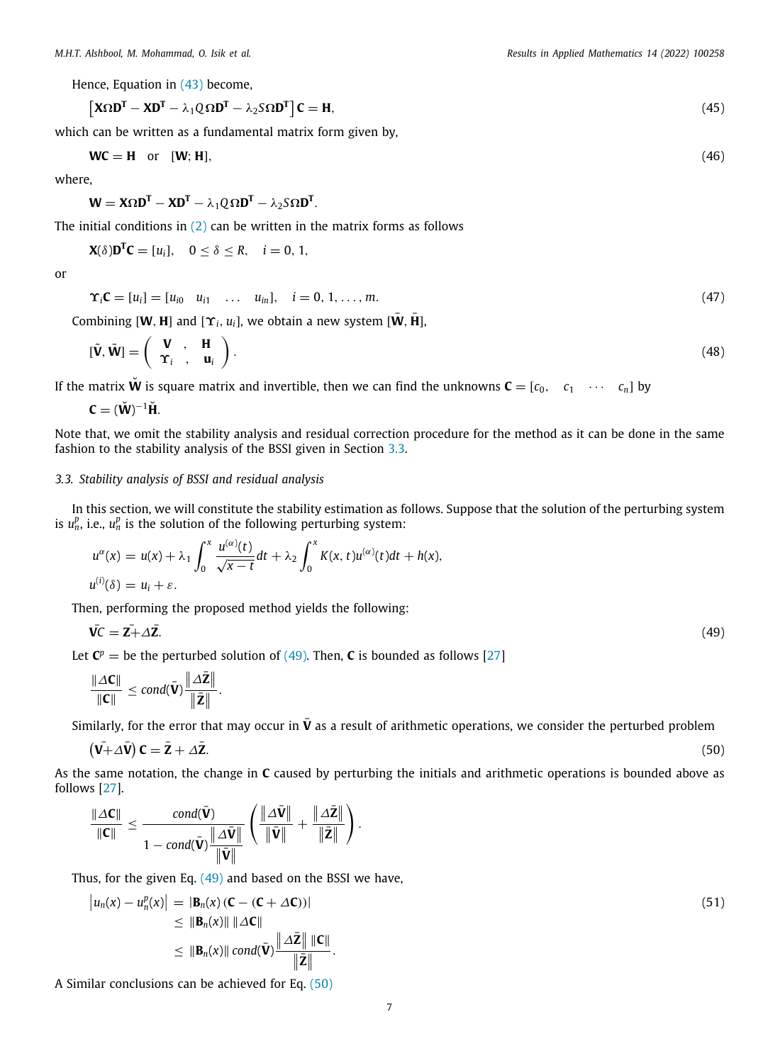Hence, Equation in (43) become,

$$\left[\mathbf{X}\Omega\mathbf{D}^{\mathbf{T}} - \mathbf{X}\mathbf{D}^{\mathbf{T}} - \lambda_1 Q\Omega\mathbf{D}^{\mathbf{T}} - \lambda_2 S\Omega\mathbf{D}^{\mathbf{T}}\right]\mathbf{C} = \mathbf{H}, \tag{45}$$

which can be written as a fundamental matrix form given by,

$$\mathbf{W}\mathbf{C} = \mathbf{H} \quad \text{or} \quad [\mathbf{W}; \mathbf{H}], \tag{46}$$

where,

$$\mathbf{W} = \mathbf{X}\Omega\mathbf{D}^{\mathbf{T}} - \mathbf{X}\mathbf{D}^{\mathbf{T}} - \lambda_1 Q\Omega\mathbf{D}^{\mathbf{T}} - \lambda_2 S\Omega\mathbf{D}^{\mathbf{T}}.$$

The initial conditions in (2) can be written in the matrix forms as follows

$$\mathbf{X}(\delta)\mathbf{D}^{\mathbf{T}}\mathbf{C} = [u_i], \quad 0 \le \delta \le R, \quad i = 0, 1,$$

or

$$\boldsymbol{\Upsilon}_i\mathbf{C} = [u_i] = [u_{i0} \quad u_{i1} \quad \dots \quad u_{in}], \quad i = 0, 1, \dots, m. \tag{47}$$

Combining $[\mathbf{W}, \mathbf{H}]$ and $[\boldsymbol{\Upsilon}_i, u_i]$, we obtain a new system $[\bar{\mathbf{W}}, \bar{\mathbf{H}}]$,

$$[\tilde{\mathbf{V}}, \tilde{\mathbf{W}}] = \begin{pmatrix} \mathbf{V} & , & \mathbf{H} \\ \boldsymbol{\Upsilon}_i & , & \mathbf{u}_i \end{pmatrix}. \tag{48}$$

If the matrix $\breve{\mathbf{W}}$ is square matrix and invertible, then we can find the unknowns $\mathbf{C} = [c_0, \quad c_1 \quad \cdots \quad c_n]$ by

$$\mathbf{C} = (\breve{\mathbf{W}})^{-1}\breve{\mathbf{H}}.$$

Note that, we omit the stability analysis and residual correction procedure for the method as it can be done in the same fashion to the stability analysis of the BSSI given in Section 3.3.

### 3.3. Stability analysis of BSSI and residual analysis

In this section, we will constitute the stability estimation as follows. Suppose that the solution of the perturbing system is $u_n^p$, i.e., $u_n^p$ is the solution of the following perturbing system:

$$u^{\alpha}(x) = u(x) + \lambda_1 \int_0^x \frac{u^{(\alpha)}(t)}{\sqrt{x-t}}dt + \lambda_2 \int_0^x K(x,t)u^{(\alpha)}(t)dt + h(x),$$
$$u^{(i)}(\delta) = u_i + \varepsilon.$$

Then, performing the proposed method yields the following:

$$\bar{\mathbf{V}}C = \bar{\mathbf{Z}} + \Delta\bar{\mathbf{Z}}. \tag{49}$$

Let $\mathbf{C}^p =$ be the perturbed solution of (49). Then, $\mathbf{C}$ is bounded as follows [27]

$$\frac{\|\Delta\mathbf{C}\|}{\|\mathbf{C}\|} \le cond(\bar{\mathbf{V}})\frac{\|\Delta\bar{\mathbf{Z}}\|}{\|\bar{\mathbf{Z}}\|}.$$

Similarly, for the error that may occur in $\bar{\mathbf{V}}$ as a result of arithmetic operations, we consider the perturbed problem

$$\left(\bar{\mathbf{V}} + \Delta\bar{\mathbf{V}}\right)\mathbf{C} = \bar{\mathbf{Z}} + \Delta\bar{\mathbf{Z}}. \tag{50}$$

As the same notation, the change in $\mathbf{C}$ caused by perturbing the initials and arithmetic operations is bounded above as follows [27].

$$\frac{\|\Delta\mathbf{C}\|}{\|\mathbf{C}\|} \le \frac{cond(\bar{\mathbf{V}})}{1 - cond(\bar{\mathbf{V}})\dfrac{\|\Delta\bar{\mathbf{V}}\|}{\|\bar{\mathbf{V}}\|}}\left(\frac{\|\Delta\bar{\mathbf{V}}\|}{\|\bar{\mathbf{V}}\|} + \frac{\|\Delta\bar{\mathbf{Z}}\|}{\|\bar{\mathbf{Z}}\|}\right).$$

Thus, for the given Eq. (49) and based on the BSSI we have,

$$\begin{aligned} \left|u_n(x) - u_n^p(x)\right| &= \left|\mathbf{B}_n(x)\left(\mathbf{C} - (\mathbf{C} + \Delta\mathbf{C})\right)\right| \\ &\le \|\mathbf{B}_n(x)\|\,\|\Delta\mathbf{C}\| \\ &\le \|\mathbf{B}_n(x)\|\,cond(\bar{\mathbf{V}})\frac{\|\Delta\bar{\mathbf{Z}}\|\,\|\mathbf{C}\|}{\|\bar{\mathbf{Z}}\|}. \end{aligned} \tag{51}$$

A Similar conclusions can be achieved for Eq. (50)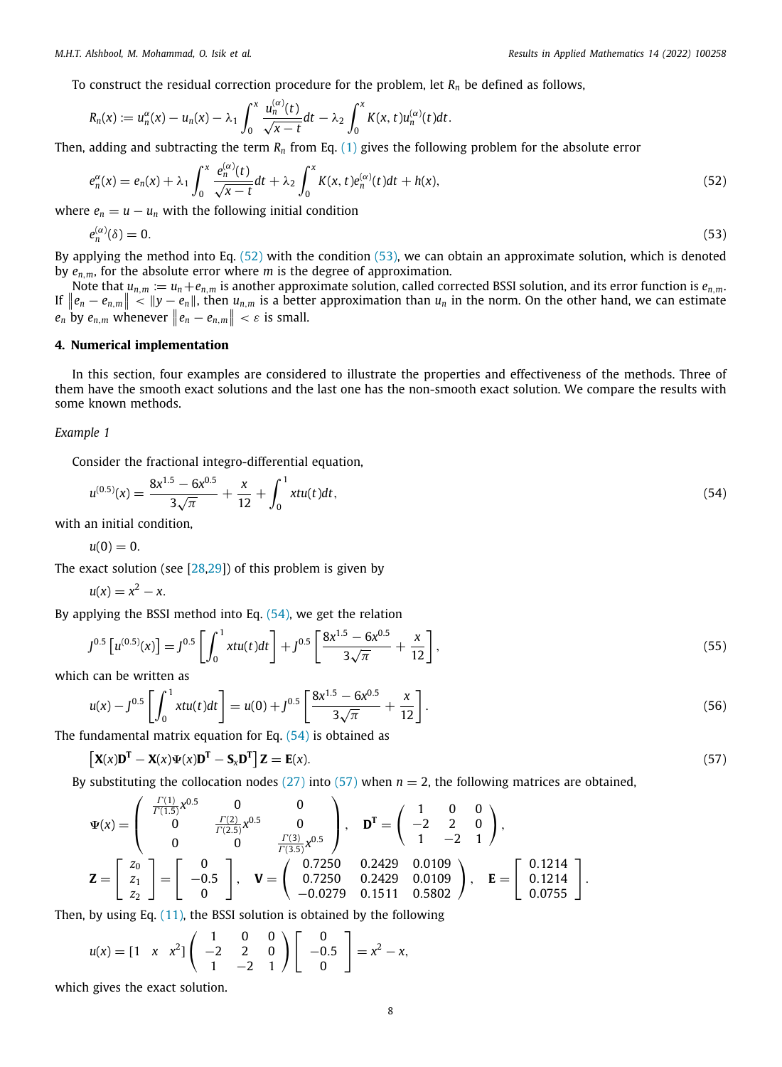To construct the residual correction procedure for the problem, let $R_n$ be defined as follows,

$$R_n(x) := u_n^{\alpha}(x) - u_n(x) - \lambda_1 \int_0^x \frac{u_n^{(\alpha)}(t)}{\sqrt{x-t}} dt - \lambda_2 \int_0^x K(x,t) u_n^{(\alpha)}(t) dt.$$

Then, adding and subtracting the term $R_n$ from Eq. (1) gives the following problem for the absolute error

$$e_n^{\alpha}(x) = e_n(x) + \lambda_1 \int_0^x \frac{e_n^{(\alpha)}(t)}{\sqrt{x-t}} dt + \lambda_2 \int_0^x K(x,t) e_n^{(\alpha)}(t) dt + h(x), \tag{52}$$

where $e_n = u - u_n$ with the following initial condition

$$e_n^{(\alpha)}(\delta) = 0. \tag{53}$$

By applying the method into Eq. (52) with the condition (53), we can obtain an approximate solution, which is denoted by $e_{n,m}$, for the absolute error where $m$ is the degree of approximation.

Note that $u_{n,m} := u_n + e_{n,m}$ is another approximate solution, called corrected BSSI solution, and its error function is $e_{n,m}$. If $\|e_n - e_{n,m}\| < \|y - e_n\|$, then $u_{n,m}$ is a better approximation than $u_n$ in the norm. On the other hand, we can estimate $e_n$ by $e_{n,m}$ whenever $\|e_n - e_{n,m}\| < \varepsilon$ is small.

## 4. Numerical implementation

In this section, four examples are considered to illustrate the properties and effectiveness of the methods. Three of them have the smooth exact solutions and the last one has the non-smooth exact solution. We compare the results with some known methods.

*Example 1*

Consider the fractional integro-differential equation,

$$u^{(0.5)}(x) = \frac{8x^{1.5} - 6x^{0.5}}{3\sqrt{\pi}} + \frac{x}{12} + \int_0^1 x t u(t) dt, \tag{54}$$

with an initial condition,

$$u(0) = 0.$$

The exact solution (see [28,29]) of this problem is given by

$$u(x) = x^2 - x.$$

By applying the BSSI method into Eq. (54), we get the relation

$$J^{0.5}\left[u^{(0.5)}(x)\right] = J^{0.5}\left[\int_0^1 x t u(t) dt\right] + J^{0.5}\left[\frac{8x^{1.5} - 6x^{0.5}}{3\sqrt{\pi}} + \frac{x}{12}\right], \tag{55}$$

which can be written as

$$u(x) - J^{0.5}\left[\int_0^1 x t u(t) dt\right] = u(0) + J^{0.5}\left[\frac{8x^{1.5} - 6x^{0.5}}{3\sqrt{\pi}} + \frac{x}{12}\right]. \tag{56}$$

The fundamental matrix equation for Eq. (54) is obtained as

$$\left[\mathbf{X}(x)\mathbf{D}^{\mathbf{T}} - \mathbf{X}(x)\boldsymbol{\Psi}(x)\mathbf{D}^{\mathbf{T}} - \mathbf{S}_x\mathbf{D}^{\mathbf{T}}\right]\mathbf{Z} = \mathbf{E}(x). \tag{57}$$

By substituting the collocation nodes (27) into (57) when $n = 2$, the following matrices are obtained,

$$\boldsymbol{\Psi}(x) = \begin{pmatrix} \frac{\Gamma(1)}{\Gamma(1.5)}x^{0.5} & 0 & 0 \\ 0 & \frac{\Gamma(2)}{\Gamma(2.5)}x^{0.5} & 0 \\ 0 & 0 & \frac{\Gamma(3)}{\Gamma(3.5)}x^{0.5} \end{pmatrix}, \quad \mathbf{D}^{\mathbf{T}} = \begin{pmatrix} 1 & 0 & 0 \\ -2 & 2 & 0 \\ 1 & -2 & 1 \end{pmatrix},$$

$$\mathbf{Z} = \begin{bmatrix} z_0 \\ z_1 \\ z_2 \end{bmatrix} = \begin{bmatrix} 0 \\ -0.5 \\ 0 \end{bmatrix}, \quad \mathbf{V} = \begin{pmatrix} 0.7250 & 0.2429 & 0.0109 \\ 0.7250 & 0.2429 & 0.0109 \\ -0.0279 & 0.1511 & 0.5802 \end{pmatrix}, \quad \mathbf{E} = \begin{bmatrix} 0.1214 \\ 0.1214 \\ 0.0755 \end{bmatrix}.$$

Then, by using Eq. (11), the BSSI solution is obtained by the following

$$u(x) = \begin{bmatrix} 1 & x & x^2 \end{bmatrix} \begin{pmatrix} 1 & 0 & 0 \\ -2 & 2 & 0 \\ 1 & -2 & 1 \end{pmatrix} \begin{bmatrix} 0 \\ -0.5 \\ 0 \end{bmatrix} = x^2 - x,$$

which gives the exact solution.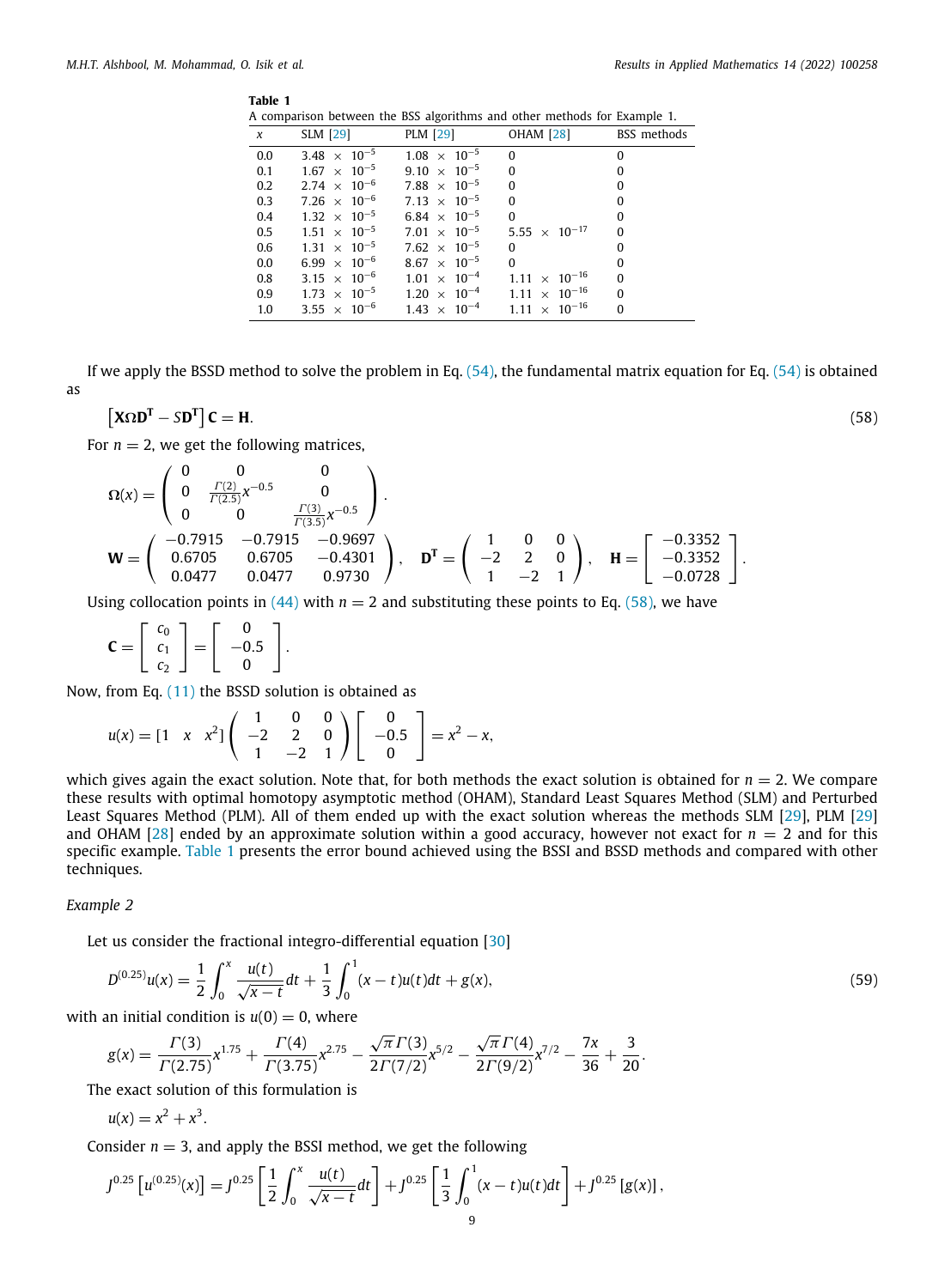**Table 1**
A comparison between the BSS algorithms and other methods for Example 1.

| $x$ | SLM [29] | PLM [29] | OHAM [28] | BSS methods |
|---|---|---|---|---|
| 0.0 | $3.48 \times 10^{-5}$ | $1.08 \times 10^{-5}$ | 0 | 0 |
| 0.1 | $1.67 \times 10^{-5}$ | $9.10 \times 10^{-5}$ | 0 | 0 |
| 0.2 | $2.74 \times 10^{-6}$ | $7.88 \times 10^{-5}$ | 0 | 0 |
| 0.3 | $7.26 \times 10^{-6}$ | $7.13 \times 10^{-5}$ | 0 | 0 |
| 0.4 | $1.32 \times 10^{-5}$ | $6.84 \times 10^{-5}$ | 0 | 0 |
| 0.5 | $1.51 \times 10^{-5}$ | $7.01 \times 10^{-5}$ | $5.55 \times 10^{-17}$ | 0 |
| 0.6 | $1.31 \times 10^{-5}$ | $7.62 \times 10^{-5}$ | 0 | 0 |
| 0.0 | $6.99 \times 10^{-6}$ | $8.67 \times 10^{-5}$ | 0 | 0 |
| 0.8 | $3.15 \times 10^{-6}$ | $1.01 \times 10^{-4}$ | $1.11 \times 10^{-16}$ | 0 |
| 0.9 | $1.73 \times 10^{-5}$ | $1.20 \times 10^{-4}$ | $1.11 \times 10^{-16}$ | 0 |
| 1.0 | $3.55 \times 10^{-6}$ | $1.43 \times 10^{-4}$ | $1.11 \times 10^{-16}$ | 0 |

If we apply the BSSD method to solve the problem in Eq. (54), the fundamental matrix equation for Eq. (54) is obtained as

$$\left[\mathbf{X}\Omega\mathbf{D}^{\mathbf{T}} - S\mathbf{D}^{\mathbf{T}}\right]\mathbf{C} = \mathbf{H}. \tag{58}$$

For $n = 2$, we get the following matrices,

$$\mathbf{\Omega}(x) = \begin{pmatrix} 0 & 0 & 0 \\ 0 & \frac{\Gamma(2)}{\Gamma(2.5)}x^{-0.5} & 0 \\ 0 & 0 & \frac{\Gamma(3)}{\Gamma(3.5)}x^{-0.5} \end{pmatrix}.$$

$$\mathbf{W} = \begin{pmatrix} -0.7915 & -0.7915 & -0.9697 \\ 0.6705 & 0.6705 & -0.4301 \\ 0.0477 & 0.0477 & 0.9730 \end{pmatrix}, \quad \mathbf{D}^{\mathbf{T}} = \begin{pmatrix} 1 & 0 & 0 \\ -2 & 2 & 0 \\ 1 & -2 & 1 \end{pmatrix}, \quad \mathbf{H} = \begin{bmatrix} -0.3352 \\ -0.3352 \\ -0.0728 \end{bmatrix}.$$

Using collocation points in (44) with $n = 2$ and substituting these points to Eq. (58), we have

$$\mathbf{C} = \begin{bmatrix} c_0 \\ c_1 \\ c_2 \end{bmatrix} = \begin{bmatrix} 0 \\ -0.5 \\ 0 \end{bmatrix}.$$

Now, from Eq. (11) the BSSD solution is obtained as

$$u(x) = [1 \quad x \quad x^2]\begin{pmatrix} 1 & 0 & 0 \\ -2 & 2 & 0 \\ 1 & -2 & 1 \end{pmatrix}\begin{bmatrix} 0 \\ -0.5 \\ 0 \end{bmatrix} = x^2 - x,$$

which gives again the exact solution. Note that, for both methods the exact solution is obtained for $n = 2$. We compare these results with optimal homotopy asymptotic method (OHAM), Standard Least Squares Method (SLM) and Perturbed Least Squares Method (PLM). All of them ended up with the exact solution whereas the methods SLM [29], PLM [29] and OHAM [28] ended by an approximate solution within a good accuracy, however not exact for $n = 2$ and for this specific example. Table 1 presents the error bound achieved using the BSSI and BSSD methods and compared with other techniques.

*Example 2*

Let us consider the fractional integro-differential equation [30]

$$D^{(0.25)}u(x) = \frac{1}{2}\int_0^x \frac{u(t)}{\sqrt{x-t}}dt + \frac{1}{3}\int_0^1 (x-t)u(t)dt + g(x), \tag{59}$$

with an initial condition is $u(0) = 0$, where

$$g(x) = \frac{\Gamma(3)}{\Gamma(2.75)}x^{1.75} + \frac{\Gamma(4)}{\Gamma(3.75)}x^{2.75} - \frac{\sqrt{\pi}\,\Gamma(3)}{2\Gamma(7/2)}x^{5/2} - \frac{\sqrt{\pi}\,\Gamma(4)}{2\Gamma(9/2)}x^{7/2} - \frac{7x}{36} + \frac{3}{20}.$$

The exact solution of this formulation is

$$u(x) = x^2 + x^3.$$

Consider $n = 3$, and apply the BSSI method, we get the following

$$J^{0.25}\left[u^{(0.25)}(x)\right] = J^{0.25}\left[\frac{1}{2}\int_0^x \frac{u(t)}{\sqrt{x-t}}dt\right] + J^{0.25}\left[\frac{1}{3}\int_0^1 (x-t)u(t)dt\right] + J^{0.25}\left[g(x)\right],$$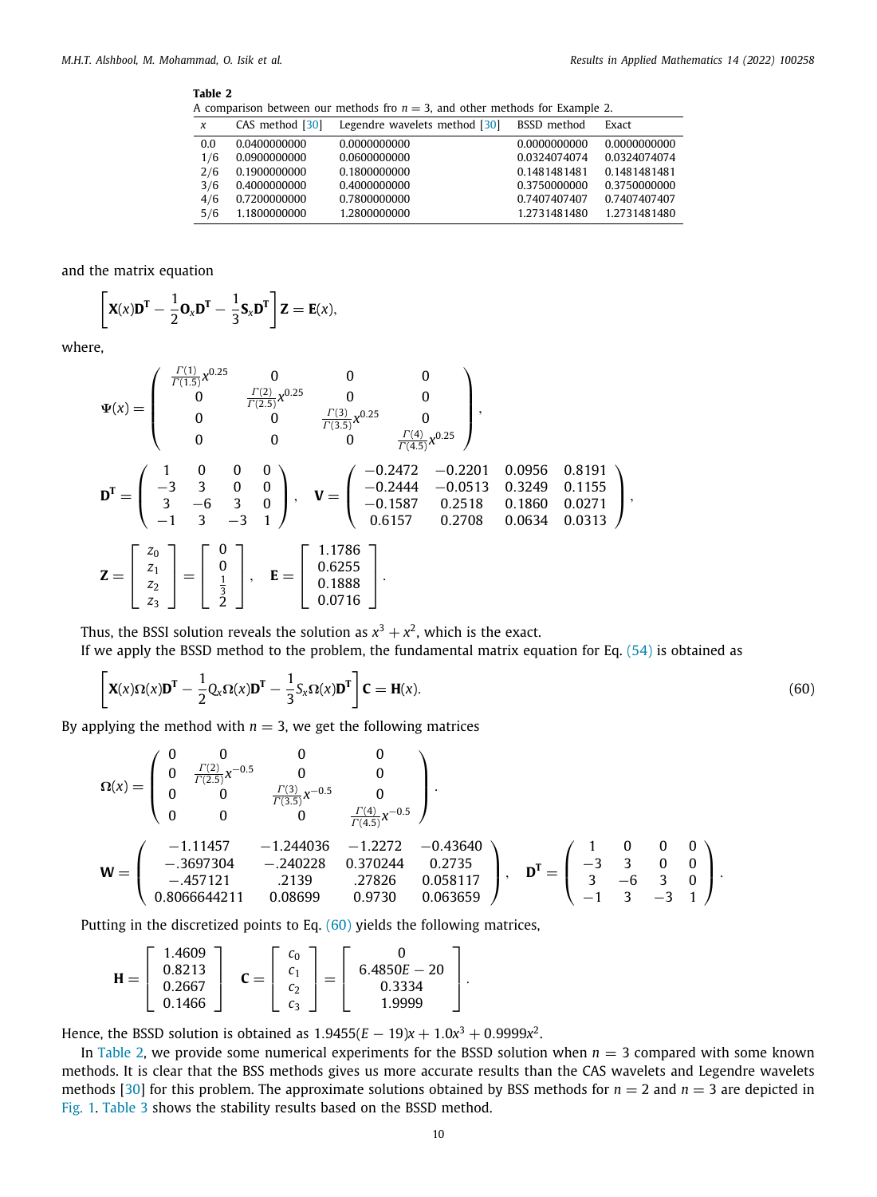**Table 2**
A comparison between our methods fro $n = 3$, and other methods for Example 2.

| $x$ | CAS method [30] | Legendre wavelets method [30] | BSSD method | Exact |
|---|---|---|---|---|
| 0.0 | 0.0400000000 | 0.0000000000 | 0.0000000000 | 0.0000000000 |
| 1/6 | 0.0900000000 | 0.0600000000 | 0.0324074074 | 0.0324074074 |
| 2/6 | 0.1900000000 | 0.1800000000 | 0.1481481481 | 0.1481481481 |
| 3/6 | 0.4000000000 | 0.4000000000 | 0.3750000000 | 0.3750000000 |
| 4/6 | 0.7200000000 | 0.7800000000 | 0.7407407407 | 0.7407407407 |
| 5/6 | 1.1800000000 | 1.2800000000 | 1.2731481480 | 1.2731481480 |

and the matrix equation

$$\left[\mathbf{X}(x)\mathbf{D}^{\mathbf{T}} - \frac{1}{2}\mathbf{O}_x\mathbf{D}^{\mathbf{T}} - \frac{1}{3}\mathbf{S}_x\mathbf{D}^{\mathbf{T}}\right]\mathbf{Z} = \mathbf{E}(x),$$

where,

$$\Psi(x) = \begin{pmatrix} \frac{\Gamma(1)}{\Gamma(1.5)}x^{0.25} & 0 & 0 & 0 \\ 0 & \frac{\Gamma(2)}{\Gamma(2.5)}x^{0.25} & 0 & 0 \\ 0 & 0 & \frac{\Gamma(3)}{\Gamma(3.5)}x^{0.25} & 0 \\ 0 & 0 & 0 & \frac{\Gamma(4)}{\Gamma(4.5)}x^{0.25} \end{pmatrix},$$

$$\mathbf{D}^{\mathbf{T}} = \begin{pmatrix} 1 & 0 & 0 & 0 \\ -3 & 3 & 0 & 0 \\ 3 & -6 & 3 & 0 \\ -1 & 3 & -3 & 1 \end{pmatrix}, \quad \mathbf{V} = \begin{pmatrix} -0.2472 & -0.2201 & 0.0956 & 0.8191 \\ -0.2444 & -0.0513 & 0.3249 & 0.1155 \\ -0.1587 & 0.2518 & 0.1860 & 0.0271 \\ 0.6157 & 0.2708 & 0.0634 & 0.0313 \end{pmatrix},$$

$$\mathbf{Z} = \begin{bmatrix} z_0 \\ z_1 \\ z_2 \\ z_3 \end{bmatrix} = \begin{bmatrix} 0 \\ 0 \\ \frac{1}{3} \\ 2 \end{bmatrix}, \quad \mathbf{E} = \begin{bmatrix} 1.1786 \\ 0.6255 \\ 0.1888 \\ 0.0716 \end{bmatrix}.$$

Thus, the BSSI solution reveals the solution as $x^3 + x^2$, which is the exact.

If we apply the BSSD method to the problem, the fundamental matrix equation for Eq. (54) is obtained as

$$\left[\mathbf{X}(x)\Omega(x)\mathbf{D}^{\mathbf{T}} - \frac{1}{2}Q_x\Omega(x)\mathbf{D}^{\mathbf{T}} - \frac{1}{3}S_x\Omega(x)\mathbf{D}^{\mathbf{T}}\right]\mathbf{C} = \mathbf{H}(x). \tag{60}$$

By applying the method with $n = 3$, we get the following matrices

$$\Omega(x) = \begin{pmatrix} 0 & 0 & 0 & 0 \\ 0 & \frac{\Gamma(2)}{\Gamma(2.5)}x^{-0.5} & 0 & 0 \\ 0 & 0 & \frac{\Gamma(3)}{\Gamma(3.5)}x^{-0.5} & 0 \\ 0 & 0 & 0 & \frac{\Gamma(4)}{\Gamma(4.5)}x^{-0.5} \end{pmatrix}.$$

$$\mathbf{W} = \begin{pmatrix} -1.11457 & -1.244036 & -1.2272 & -0.43640 \\ -.3697304 & -.240228 & 0.370244 & 0.2735 \\ -.457121 & .2139 & .27826 & 0.058117 \\ 0.8066644211 & 0.08699 & 0.9730 & 0.063659 \end{pmatrix}, \quad \mathbf{D}^{\mathbf{T}} = \begin{pmatrix} 1 & 0 & 0 & 0 \\ -3 & 3 & 0 & 0 \\ 3 & -6 & 3 & 0 \\ -1 & 3 & -3 & 1 \end{pmatrix}.$$

Putting in the discretized points to Eq. (60) yields the following matrices,

$$\mathbf{H} = \begin{bmatrix} 1.4609 \\ 0.8213 \\ 0.2667 \\ 0.1466 \end{bmatrix} \quad \mathbf{C} = \begin{bmatrix} c_0 \\ c_1 \\ c_2 \\ c_3 \end{bmatrix} = \begin{bmatrix} 0 \\ 6.4850E-20 \\ 0.3334 \\ 1.9999 \end{bmatrix}.$$

Hence, the BSSD solution is obtained as $1.9455(E-19)x + 1.0x^3 + 0.9999x^2$.

In Table 2, we provide some numerical experiments for the BSSD solution when $n = 3$ compared with some known methods. It is clear that the BSS methods gives us more accurate results than the CAS wavelets and Legendre wavelets methods [30] for this problem. The approximate solutions obtained by BSS methods for $n = 2$ and $n = 3$ are depicted in Fig. 1. Table 3 shows the stability results based on the BSSD method.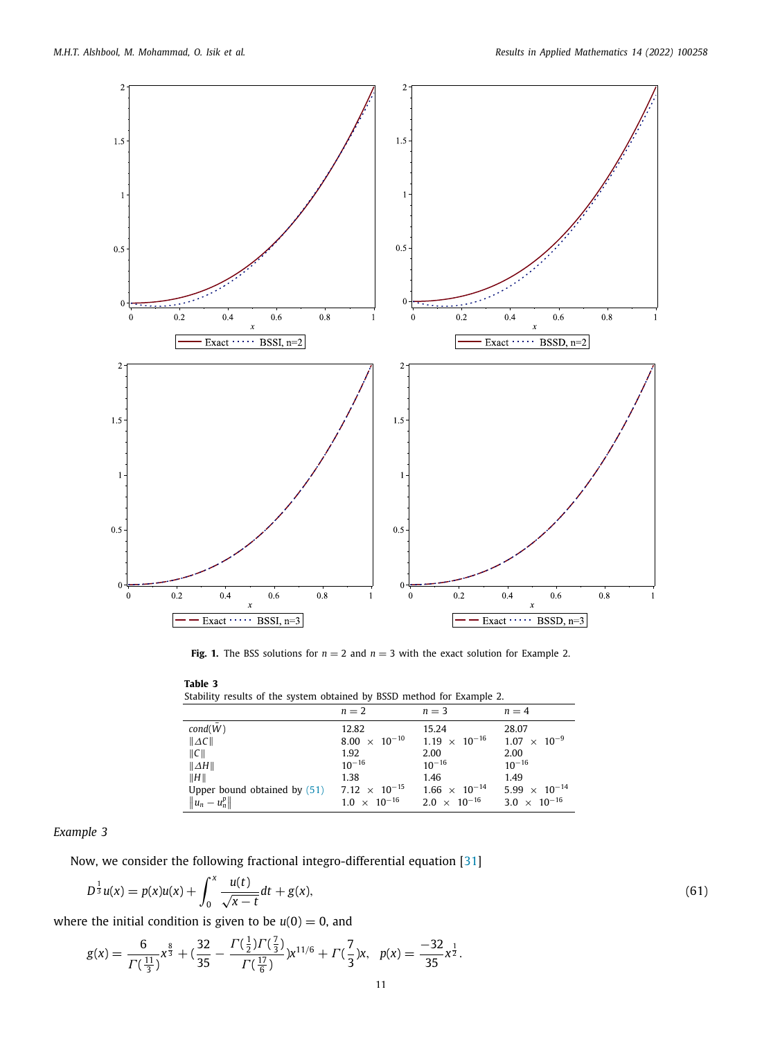**Fig. 1.** The BSS solutions for $n = 2$ and $n = 3$ with the exact solution for Example 2.

**Table 3**
Stability results of the system obtained by BSSD method for Example 2.

| | $n = 2$ | $n = 3$ | $n = 4$ |
|---|---|---|---|
| $cond(\bar{W})$ | 12.82 | 15.24 | 28.07 |
| $\|\Delta C\|$ | $8.00 \times 10^{-10}$ | $1.19 \times 10^{-16}$ | $1.07 \times 10^{-9}$ |
| $\|C\|$ | 1.92 | 2.00 | 2.00 |
| $\|\Delta H\|$ | $10^{-16}$ | $10^{-16}$ | $10^{-16}$ |
| $\|H\|$ | 1.38 | 1.46 | 1.49 |
| Upper bound obtained by (51) | $7.12 \times 10^{-15}$ | $1.66 \times 10^{-14}$ | $5.99 \times 10^{-14}$ |
| $\left\|u_n - u_n^p\right\|$ | $1.0 \times 10^{-16}$ | $2.0 \times 10^{-16}$ | $3.0 \times 10^{-16}$ |

*Example 3*

Now, we consider the following fractional integro-differential equation [31]

$$D^{\frac{1}{3}}u(x) = p(x)u(x) + \int_0^x \frac{u(t)}{\sqrt{x-t}}dt + g(x), \tag{61}$$

where the initial condition is given to be $u(0) = 0$, and

$$g(x) = \frac{6}{\Gamma(\frac{11}{3})}x^{\frac{8}{3}} + (\frac{32}{35} - \frac{\Gamma(\frac{1}{2})\Gamma(\frac{7}{3})}{\Gamma(\frac{17}{6})})x^{11/6} + \Gamma(\frac{7}{3})x, \quad p(x) = \frac{-32}{35}x^{\frac{1}{2}}.$$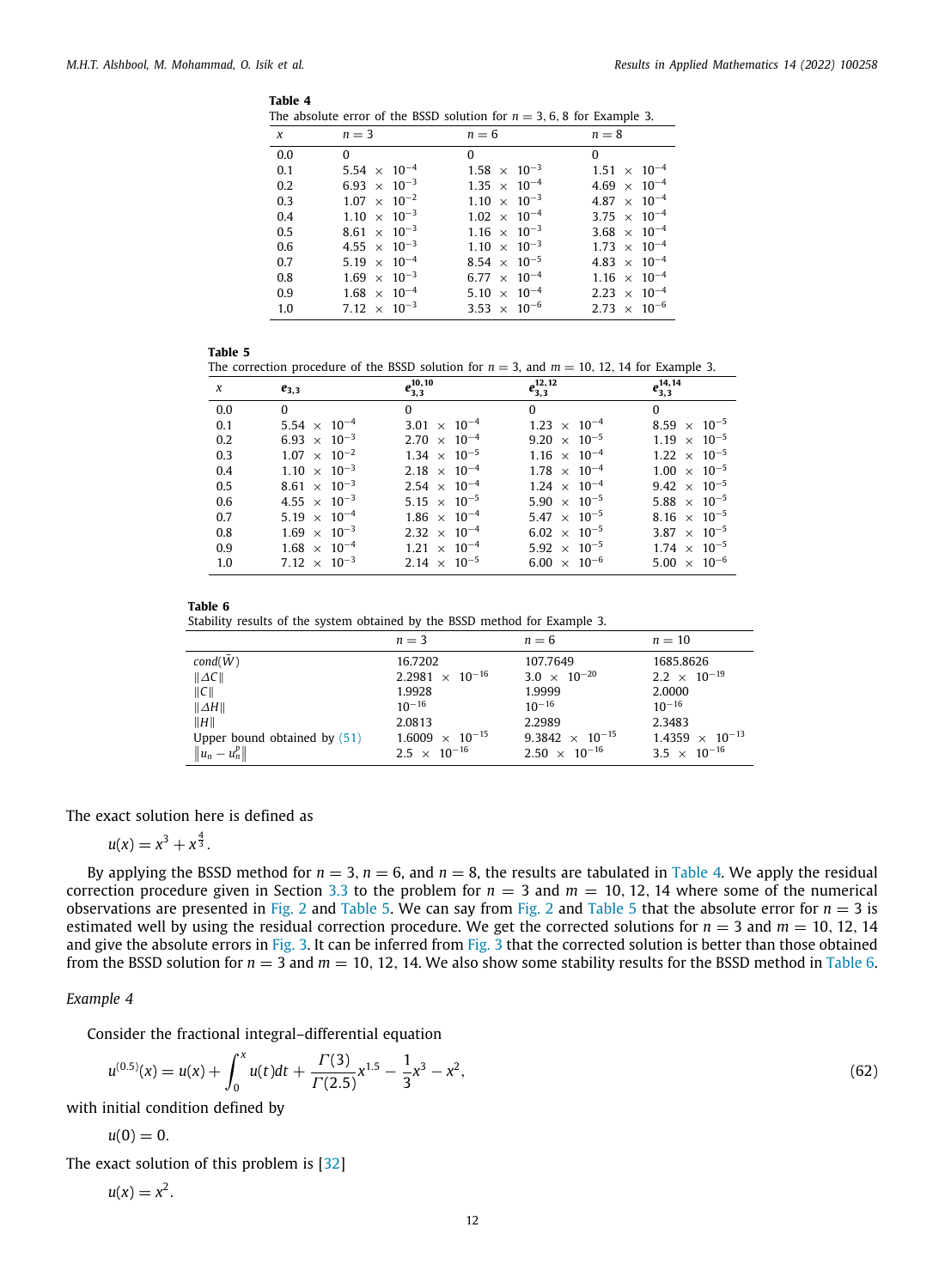**Table 4**
The absolute error of the BSSD solution for $n = 3, 6, 8$ for Example 3.

| $x$ | $n = 3$ | $n = 6$ | $n = 8$ |
|---|---|---|---|
| 0.0 | 0 | 0 | 0 |
| 0.1 | $5.54 \times 10^{-4}$ | $1.58 \times 10^{-3}$ | $1.51 \times 10^{-4}$ |
| 0.2 | $6.93 \times 10^{-3}$ | $1.35 \times 10^{-4}$ | $4.69 \times 10^{-4}$ |
| 0.3 | $1.07 \times 10^{-2}$ | $1.10 \times 10^{-3}$ | $4.87 \times 10^{-4}$ |
| 0.4 | $1.10 \times 10^{-3}$ | $1.02 \times 10^{-4}$ | $3.75 \times 10^{-4}$ |
| 0.5 | $8.61 \times 10^{-3}$ | $1.16 \times 10^{-3}$ | $3.68 \times 10^{-4}$ |
| 0.6 | $4.55 \times 10^{-3}$ | $1.10 \times 10^{-3}$ | $1.73 \times 10^{-4}$ |
| 0.7 | $5.19 \times 10^{-4}$ | $8.54 \times 10^{-5}$ | $4.83 \times 10^{-4}$ |
| 0.8 | $1.69 \times 10^{-3}$ | $6.77 \times 10^{-4}$ | $1.16 \times 10^{-4}$ |
| 0.9 | $1.68 \times 10^{-4}$ | $5.10 \times 10^{-4}$ | $2.23 \times 10^{-4}$ |
| 1.0 | $7.12 \times 10^{-3}$ | $3.53 \times 10^{-6}$ | $2.73 \times 10^{-6}$ |

**Table 5**
The correction procedure of the BSSD solution for $n = 3$, and $m = 10, 12, 14$ for Example 3.

| $x$ | $\boldsymbol{e}_{3,3}$ | $\boldsymbol{e}_{3,3}^{10,10}$ | $\boldsymbol{e}_{3,3}^{12,12}$ | $\boldsymbol{e}_{3,3}^{14,14}$ |
|---|---|---|---|---|
| 0.0 | 0 | 0 | 0 | 0 |
| 0.1 | $5.54 \times 10^{-4}$ | $3.01 \times 10^{-4}$ | $1.23 \times 10^{-4}$ | $8.59 \times 10^{-5}$ |
| 0.2 | $6.93 \times 10^{-3}$ | $2.70 \times 10^{-4}$ | $9.20 \times 10^{-5}$ | $1.19 \times 10^{-5}$ |
| 0.3 | $1.07 \times 10^{-2}$ | $1.34 \times 10^{-5}$ | $1.16 \times 10^{-4}$ | $1.22 \times 10^{-5}$ |
| 0.4 | $1.10 \times 10^{-3}$ | $2.18 \times 10^{-4}$ | $1.78 \times 10^{-4}$ | $1.00 \times 10^{-5}$ |
| 0.5 | $8.61 \times 10^{-3}$ | $2.54 \times 10^{-4}$ | $1.24 \times 10^{-4}$ | $9.42 \times 10^{-5}$ |
| 0.6 | $4.55 \times 10^{-3}$ | $5.15 \times 10^{-5}$ | $5.90 \times 10^{-5}$ | $5.88 \times 10^{-5}$ |
| 0.7 | $5.19 \times 10^{-4}$ | $1.86 \times 10^{-4}$ | $5.47 \times 10^{-5}$ | $8.16 \times 10^{-5}$ |
| 0.8 | $1.69 \times 10^{-3}$ | $2.32 \times 10^{-4}$ | $6.02 \times 10^{-5}$ | $3.87 \times 10^{-5}$ |
| 0.9 | $1.68 \times 10^{-4}$ | $1.21 \times 10^{-4}$ | $5.92 \times 10^{-5}$ | $1.74 \times 10^{-5}$ |
| 1.0 | $7.12 \times 10^{-3}$ | $2.14 \times 10^{-5}$ | $6.00 \times 10^{-6}$ | $5.00 \times 10^{-6}$ |

**Table 6**
Stability results of the system obtained by the BSSD method for Example 3.

| | $n = 3$ | $n = 6$ | $n = 10$ |
|---|---|---|---|
| $cond(\bar{W})$ | 16.7202 | 107.7649 | 1685.8626 |
| $\lVert \Delta C \rVert$ | $2.2981 \times 10^{-16}$ | $3.0 \times 10^{-20}$ | $2.2 \times 10^{-19}$ |
| $\lVert C \rVert$ | 1.9928 | 1.9999 | 2.0000 |
| $\lVert \Delta H \rVert$ | $10^{-16}$ | $10^{-16}$ | $10^{-16}$ |
| $\lVert H \rVert$ | 2.0813 | 2.2989 | 2.3483 |
| Upper bound obtained by (51) | $1.6009 \times 10^{-15}$ | $9.3842 \times 10^{-15}$ | $1.4359 \times 10^{-13}$ |
| $\lVert u_n - u_n^p \rVert$ | $2.5 \times 10^{-16}$ | $2.50 \times 10^{-16}$ | $3.5 \times 10^{-16}$ |

The exact solution here is defined as

$$u(x) = x^3 + x^{\frac{4}{3}}.$$

By applying the BSSD method for $n = 3$, $n = 6$, and $n = 8$, the results are tabulated in Table 4. We apply the residual correction procedure given in Section 3.3 to the problem for $n = 3$ and $m = 10, 12, 14$ where some of the numerical observations are presented in Fig. 2 and Table 5. We can say from Fig. 2 and Table 5 that the absolute error for $n = 3$ is estimated well by using the residual correction procedure. We get the corrected solutions for $n = 3$ and $m = 10, 12, 14$ and give the absolute errors in Fig. 3. It can be inferred from Fig. 3 that the corrected solution is better than those obtained from the BSSD solution for $n = 3$ and $m = 10, 12, 14$. We also show some stability results for the BSSD method in Table 6.

*Example 4*

Consider the fractional integral–differential equation

$$u^{(0.5)}(x) = u(x) + \int_0^x u(t)dt + \frac{\Gamma(3)}{\Gamma(2.5)}x^{1.5} - \frac{1}{3}x^3 - x^2, \tag{62}$$

with initial condition defined by

$$u(0) = 0.$$

The exact solution of this problem is [32]

$$u(x) = x^2.$$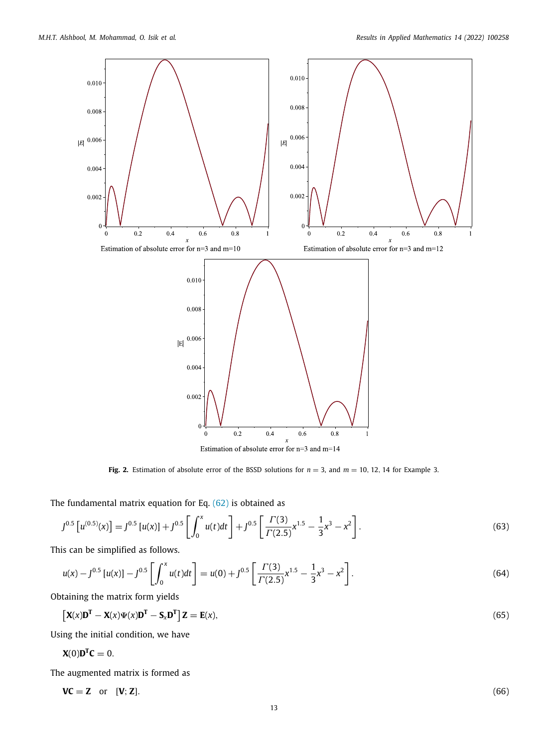**Fig. 2.** Estimation of absolute error of the BSSD solutions for $n = 3$, and $m = 10, 12, 14$ for Example 3.

The fundamental matrix equation for Eq. (62) is obtained as

$$J^{0.5}\left[u^{(0.5)}(x)\right] = J^{0.5}\left[u(x)\right] + J^{0.5}\left[\int_0^x u(t)dt\right] + J^{0.5}\left[\frac{\Gamma(3)}{\Gamma(2.5)}x^{1.5} - \frac{1}{3}x^3 - x^2\right]. \tag{63}$$

This can be simplified as follows.

$$u(x) - J^{0.5}\left[u(x)\right] - J^{0.5}\left[\int_0^x u(t)dt\right] = u(0) + J^{0.5}\left[\frac{\Gamma(3)}{\Gamma(2.5)}x^{1.5} - \frac{1}{3}x^3 - x^2\right]. \tag{64}$$

Obtaining the matrix form yields

$$\left[\mathbf{X}(x)\mathbf{D}^{\mathbf{T}} - \mathbf{X}(x)\Psi(x)\mathbf{D}^{\mathbf{T}} - \mathbf{S}_x\mathbf{D}^{\mathbf{T}}\right]\mathbf{Z} = \mathbf{E}(x), \tag{65}$$

Using the initial condition, we have

$$\mathbf{X}(0)\mathbf{D}^{\mathbf{T}}\mathbf{C} = 0.$$

The augmented matrix is formed as

$$\mathbf{VC} = \mathbf{Z} \quad \text{or} \quad [\mathbf{V}; \mathbf{Z}]. \tag{66}$$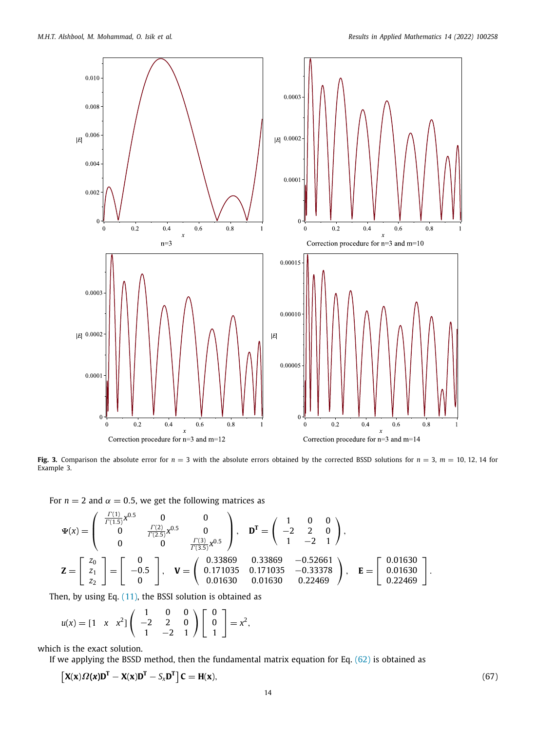**Fig. 3.** Comparison the absolute error for $n = 3$ with the absolute errors obtained by the corrected BSSD solutions for $n = 3$, $m = 10, 12, 14$ for Example 3.

For $n = 2$ and $\alpha = 0.5$, we get the following matrices as

$$\Psi(x) = \begin{pmatrix} \frac{\Gamma(1)}{\Gamma(1.5)}x^{0.5} & 0 & 0 \\ 0 & \frac{\Gamma(2)}{\Gamma(2.5)}x^{0.5} & 0 \\ 0 & 0 & \frac{\Gamma(3)}{\Gamma(3.5)}x^{0.5} \end{pmatrix}, \quad \mathbf{D^T} = \begin{pmatrix} 1 & 0 & 0 \\ -2 & 2 & 0 \\ 1 & -2 & 1 \end{pmatrix},$$

$$\mathbf{Z} = \begin{bmatrix} z_0 \\ z_1 \\ z_2 \end{bmatrix} = \begin{bmatrix} 0 \\ -0.5 \\ 0 \end{bmatrix}, \quad \mathbf{V} = \begin{pmatrix} 0.33869 & 0.33869 & -0.52661 \\ 0.171035 & 0.171035 & -0.33378 \\ 0.01630 & 0.01630 & 0.22469 \end{pmatrix}, \quad \mathbf{E} = \begin{bmatrix} 0.01630 \\ 0.01630 \\ 0.22469 \end{bmatrix}.$$

Then, by using Eq. (11), the BSSI solution is obtained as

$$u(x) = [1 \quad x \quad x^2] \begin{pmatrix} 1 & 0 & 0 \\ -2 & 2 & 0 \\ 1 & -2 & 1 \end{pmatrix} \begin{bmatrix} 0 \\ 0 \\ 1 \end{bmatrix} = x^2,$$

which is the exact solution.

If we applying the BSSD method, then the fundamental matrix equation for Eq. (62) is obtained as

$$\left[\mathbf{X}(\mathbf{x})\boldsymbol{\Omega}(\boldsymbol{x})\mathbf{D^T} - \mathbf{X}(\mathbf{x})\mathbf{D^T} - S_x\mathbf{D^T}\right]\mathbf{C} = \mathbf{H}(\mathbf{x}), \tag{67}$$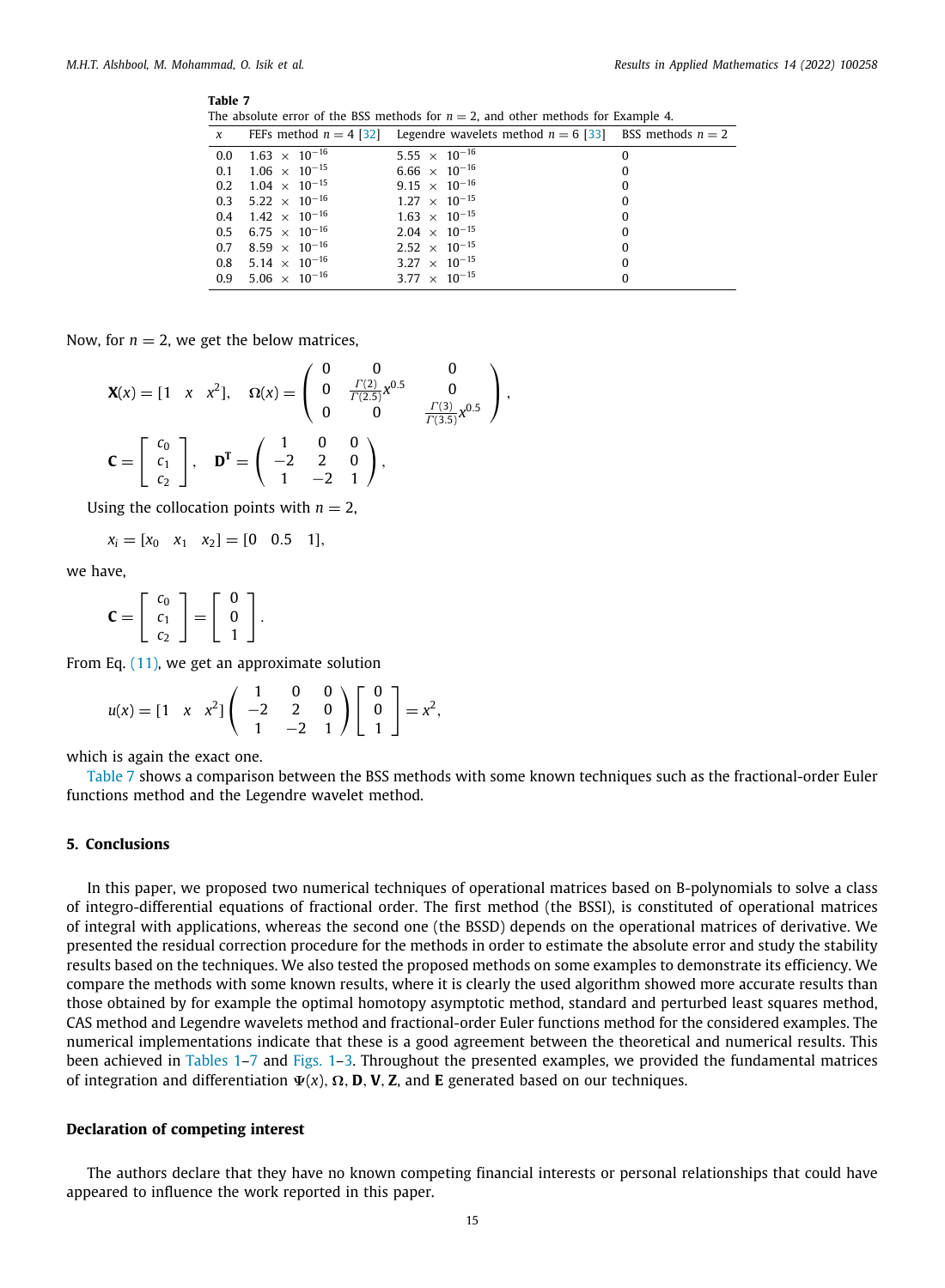**Table 7**
The absolute error of the BSS methods for $n = 2$, and other methods for Example 4.

| $x$ | FEFs method $n = 4$ [32] | Legendre wavelets method $n = 6$ [33] | BSS methods $n = 2$ |
|---|---|---|---|
| 0.0 | $1.63 \times 10^{-16}$ | $5.55 \times 10^{-16}$ | 0 |
| 0.1 | $1.06 \times 10^{-15}$ | $6.66 \times 10^{-16}$ | 0 |
| 0.2 | $1.04 \times 10^{-15}$ | $9.15 \times 10^{-16}$ | 0 |
| 0.3 | $5.22 \times 10^{-16}$ | $1.27 \times 10^{-15}$ | 0 |
| 0.4 | $1.42 \times 10^{-16}$ | $1.63 \times 10^{-15}$ | 0 |
| 0.5 | $6.75 \times 10^{-16}$ | $2.04 \times 10^{-15}$ | 0 |
| 0.7 | $8.59 \times 10^{-16}$ | $2.52 \times 10^{-15}$ | 0 |
| 0.8 | $5.14 \times 10^{-16}$ | $3.27 \times 10^{-15}$ | 0 |
| 0.9 | $5.06 \times 10^{-16}$ | $3.77 \times 10^{-15}$ | 0 |

Now, for $n = 2$, we get the below matrices,

$$\mathbf{X}(x) = [1 \quad x \quad x^2], \quad \boldsymbol{\Omega}(x) = \begin{pmatrix} 0 & 0 & 0 \\ 0 & \frac{\Gamma(2)}{\Gamma(2.5)}x^{0.5} & 0 \\ 0 & 0 & \frac{\Gamma(3)}{\Gamma(3.5)}x^{0.5} \end{pmatrix},$$

$$\mathbf{C} = \begin{bmatrix} c_0 \\ c_1 \\ c_2 \end{bmatrix}, \quad \mathbf{D^T} = \begin{pmatrix} 1 & 0 & 0 \\ -2 & 2 & 0 \\ 1 & -2 & 1 \end{pmatrix},$$

Using the collocation points with $n = 2$,

$$x_i = [x_0 \quad x_1 \quad x_2] = [0 \quad 0.5 \quad 1],$$

we have,

$$\mathbf{C} = \begin{bmatrix} c_0 \\ c_1 \\ c_2 \end{bmatrix} = \begin{bmatrix} 0 \\ 0 \\ 1 \end{bmatrix}.$$

From Eq. (11), we get an approximate solution

$$u(x) = [1 \quad x \quad x^2] \begin{pmatrix} 1 & 0 & 0 \\ -2 & 2 & 0 \\ 1 & -2 & 1 \end{pmatrix} \begin{bmatrix} 0 \\ 0 \\ 1 \end{bmatrix} = x^2,$$

which is again the exact one.

Table 7 shows a comparison between the BSS methods with some known techniques such as the fractional-order Euler functions method and the Legendre wavelet method.

## 5. Conclusions

In this paper, we proposed two numerical techniques of operational matrices based on B-polynomials to solve a class of integro-differential equations of fractional order. The first method (the BSSI), is constituted of operational matrices of integral with applications, whereas the second one (the BSSD) depends on the operational matrices of derivative. We presented the residual correction procedure for the methods in order to estimate the absolute error and study the stability results based on the techniques. We also tested the proposed methods on some examples to demonstrate its efficiency. We compare the methods with some known results, where it is clearly the used algorithm showed more accurate results than those obtained by for example the optimal homotopy asymptotic method, standard and perturbed least squares method, CAS method and Legendre wavelets method and fractional-order Euler functions method for the considered examples. The numerical implementations indicate that these is a good agreement between the theoretical and numerical results. This been achieved in Tables 1–7 and Figs. 1–3. Throughout the presented examples, we provided the fundamental matrices of integration and differentiation $\Psi(x)$, $\Omega$, $\mathbf{D}$, $\mathbf{V}$, $\mathbf{Z}$, and $\mathbf{E}$ generated based on our techniques.

## Declaration of competing interest

The authors declare that they have no known competing financial interests or personal relationships that could have appeared to influence the work reported in this paper.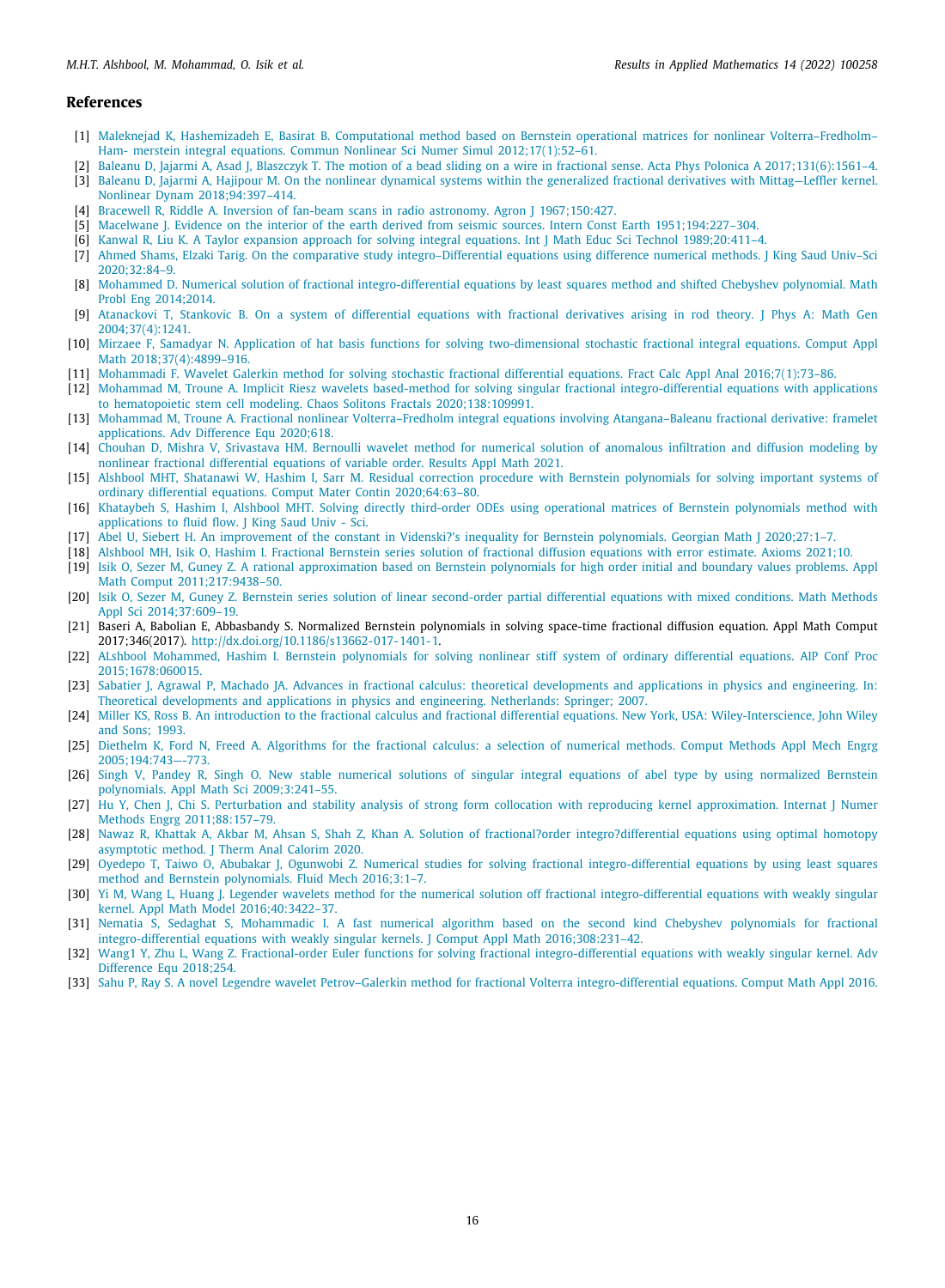## References

[1] Maleknejad K, Hashemizadeh E, Basirat B. Computational method based on Bernstein operational matrices for nonlinear Volterra–Fredholm–Ham- merstein integral equations. Commun Nonlinear Sci Numer Simul 2012;17(1):52–61.

[2] Baleanu D, Jajarmi A, Asad J, Blaszczyk T. The motion of a bead sliding on a wire in fractional sense. Acta Phys Polonica A 2017;131(6):1561–4.

[3] Baleanu D, Jajarmi A, Hajipour M. On the nonlinear dynamical systems within the generalized fractional derivatives with Mittag—Leffler kernel. Nonlinear Dynam 2018;94:397–414.

[4] Bracewell R, Riddle A. Inversion of fan-beam scans in radio astronomy. Agron J 1967;150:427.

[5] Macelwane J. Evidence on the interior of the earth derived from seismic sources. Intern Const Earth 1951;194:227–304.

[6] Kanwal R, Liu K. A Taylor expansion approach for solving integral equations. Int J Math Educ Sci Technol 1989;20:411–4.

[7] Ahmed Shams, Elzaki Tarig. On the comparative study integro–Differential equations using difference numerical methods. J King Saud Univ–Sci 2020;32:84–9.

[8] Mohammed D. Numerical solution of fractional integro-differential equations by least squares method and shifted Chebyshev polynomial. Math Probl Eng 2014;2014.

[9] Atanackovi T, Stankovic B. On a system of differential equations with fractional derivatives arising in rod theory. J Phys A: Math Gen 2004;37(4):1241.

[10] Mirzaee F, Samadyar N. Application of hat basis functions for solving two-dimensional stochastic fractional integral equations. Comput Appl Math 2018;37(4):4899–916.

[11] Mohammadi F. Wavelet Galerkin method for solving stochastic fractional differential equations. Fract Calc Appl Anal 2016;7(1):73–86.

[12] Mohammad M, Troune A. Implicit Riesz wavelets based-method for solving singular fractional integro-differential equations with applications to hematopoietic stem cell modeling. Chaos Solitons Fractals 2020;138:109991.

[13] Mohammad M, Troune A. Fractional nonlinear Volterra–Fredholm integral equations involving Atangana–Baleanu fractional derivative: framelet applications. Adv Difference Equ 2020;618.

[14] Chouhan D, Mishra V, Srivastava HM. Bernoulli wavelet method for numerical solution of anomalous infiltration and diffusion modeling by nonlinear fractional differential equations of variable order. Results Appl Math 2021.

[15] Alshbool MHT, Shatanawi W, Hashim I, Sarr M. Residual correction procedure with Bernstein polynomials for solving important systems of ordinary differential equations. Comput Mater Contin 2020;64:63–80.

[16] Khataybeh S, Hashim I, Alshbool MHT. Solving directly third-order ODEs using operational matrices of Bernstein polynomials method with applications to fluid flow. J King Saud Univ - Sci.

[17] Abel U, Siebert H. An improvement of the constant in Videnski?'s inequality for Bernstein polynomials. Georgian Math J 2020;27:1–7.

[18] Alshbool MH, Isik O, Hashim I. Fractional Bernstein series solution of fractional diffusion equations with error estimate. Axioms 2021;10.

[19] Isik O, Sezer M, Guney Z. A rational approximation based on Bernstein polynomials for high order initial and boundary values problems. Appl Math Comput 2011;217:9438–50.

[20] Isik O, Sezer M, Guney Z. Bernstein series solution of linear second-order partial differential equations with mixed conditions. Math Methods Appl Sci 2014;37:609–19.

[21] Baseri A, Babolian E, Abbasbandy S. Normalized Bernstein polynomials in solving space-time fractional diffusion equation. Appl Math Comput 2017;346(2017). http://dx.doi.org/10.1186/s13662-017-1401-1.

[22] ALshbool Mohammed, Hashim I. Bernstein polynomials for solving nonlinear stiff system of ordinary differential equations. AIP Conf Proc 2015;1678:060015.

[23] Sabatier J, Agrawal P, Machado JA. Advances in fractional calculus: theoretical developments and applications in physics and engineering. In: Theoretical developments and applications in physics and engineering. Netherlands: Springer; 2007.

[24] Miller KS, Ross B. An introduction to the fractional calculus and fractional differential equations. New York, USA: Wiley-Interscience, John Wiley and Sons; 1993.

[25] Diethelm K, Ford N, Freed A. Algorithms for the fractional calculus: a selection of numerical methods. Comput Methods Appl Mech Engrg 2005;194:743—-773.

[26] Singh V, Pandey R, Singh O. New stable numerical solutions of singular integral equations of abel type by using normalized Bernstein polynomials. Appl Math Sci 2009;3:241–55.

[27] Hu Y, Chen J, Chi S. Perturbation and stability analysis of strong form collocation with reproducing kernel approximation. Internat J Numer Methods Engrg 2011;88:157–79.

[28] Nawaz R, Khattak A, Akbar M, Ahsan S, Shah Z, Khan A. Solution of fractional?order integro?differential equations using optimal homotopy asymptotic method. J Therm Anal Calorim 2020.

[29] Oyedepo T, Taiwo O, Abubakar J, Ogunwobi Z. Numerical studies for solving fractional integro-differential equations by using least squares method and Bernstein polynomials. Fluid Mech 2016;3:1–7.

[30] Yi M, Wang L, Huang J. Legender wavelets method for the numerical solution off fractional integro-differential equations with weakly singular kernel. Appl Math Model 2016;40:3422–37.

[31] Nematia S, Sedaghat S, Mohammadic I. A fast numerical algorithm based on the second kind Chebyshev polynomials for fractional integro-differential equations with weakly singular kernels. J Comput Appl Math 2016;308:231–42.

[32] Wang1 Y, Zhu L, Wang Z. Fractional-order Euler functions for solving fractional integro-differential equations with weakly singular kernel. Adv Difference Equ 2018;254.

[33] Sahu P, Ray S. A novel Legendre wavelet Petrov–Galerkin method for fractional Volterra integro-differential equations. Comput Math Appl 2016.